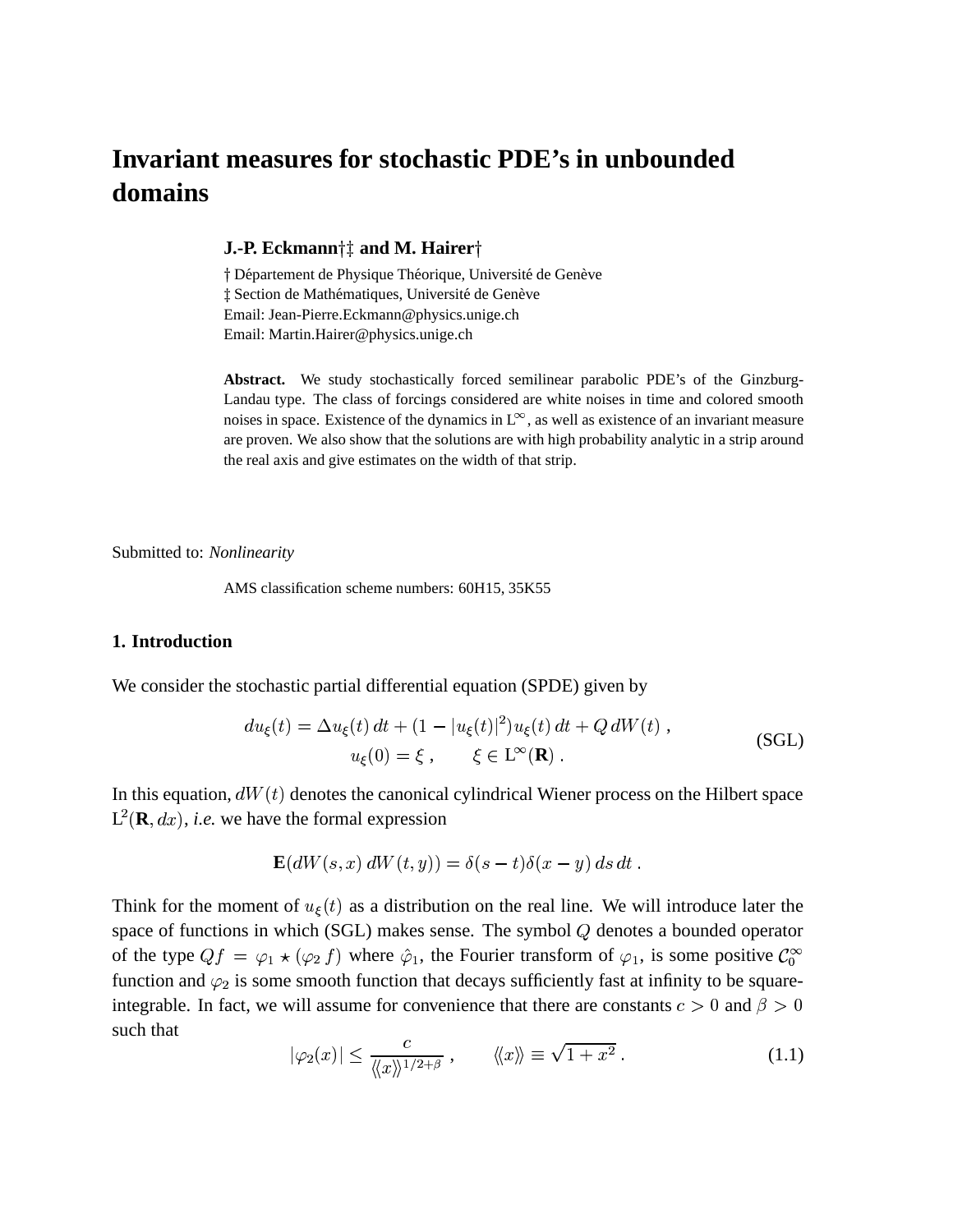# Invariant measures for stochastic PDE's in unbounded domains

**J.-P. Eckmann†‡ and M. Hairer†**

† Département de Physique Théorique, Université de Genève
‡ Section de Mathématiques, Université de Genève
Email: Jean-Pierre.Eckmann@physics.unige.ch
Email: Martin.Hairer@physics.unige.ch

**Abstract.** We study stochastically forced semilinear parabolic PDE's of the Ginzburg-Landau type. The class of forcings considered are white noises in time and colored smooth noises in space. Existence of the dynamics in $\mathrm{L}^\infty$, as well as existence of an invariant measure are proven. We also show that the solutions are with high probability analytic in a strip around the real axis and give estimates on the width of that strip.

Submitted to: *Nonlinearity*

AMS classification scheme numbers: 60H15, 35K55

## 1. Introduction

We consider the stochastic partial differential equation (SPDE) given by

$$
\begin{aligned}
du_\xi(t) &= \Delta u_\xi(t)\,dt + (1 - |u_\xi(t)|^2) u_\xi(t)\,dt + Q\,dW(t)\;, \\
u_\xi(0) &= \xi\;, \qquad \xi \in \mathrm{L}^\infty(\mathbf{R})\;.
\end{aligned}
\tag{SGL}
$$

In this equation, $dW(t)$ denotes the canonical cylindrical Wiener process on the Hilbert space $\mathrm{L}^2(\mathbf{R}, dx)$, *i.e.* we have the formal expression

$$
\mathbf{E}(dW(s,x)\,dW(t,y)) = \delta(s-t)\delta(x-y)\,ds\,dt\;.
$$

Think for the moment of $u_\xi(t)$ as a distribution on the real line. We will introduce later the space of functions in which (SGL) makes sense. The symbol $Q$ denotes a bounded operator of the type $Qf = \varphi_1 \star (\varphi_2\, f)$ where $\hat\varphi_1$, the Fourier transform of $\varphi_1$, is some positive $\mathcal{C}_0^\infty$ function and $\varphi_2$ is some smooth function that decays sufficiently fast at infinity to be square-integrable. In fact, we will assume for convenience that there are constants $c > 0$ and $\beta > 0$ such that

$$
|\varphi_2(x)| \le \frac{c}{\langle\!\langle x\rangle\!\rangle^{1/2+\beta}}\;, \qquad \langle\!\langle x\rangle\!\rangle \equiv \sqrt{1+x^2}\;. \tag{1.1}
$$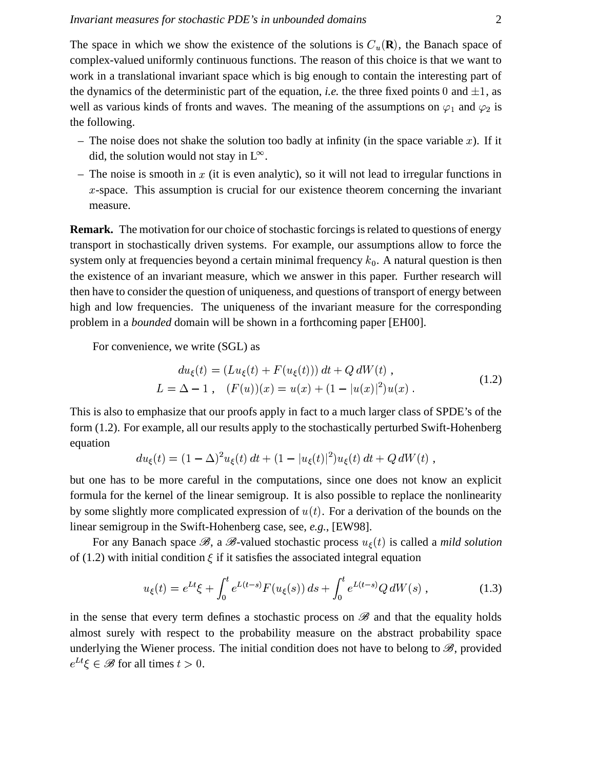The space in which we show the existence of the solutions is $C_u(\mathbf{R})$, the Banach space of complex-valued uniformly continuous functions. The reason of this choice is that we want to work in a translational invariant space which is big enough to contain the interesting part of the dynamics of the deterministic part of the equation, *i.e.* the three fixed points $0$ and $\pm 1$, as well as various kinds of fronts and waves. The meaning of the assumptions on $\varphi_1$ and $\varphi_2$ is the following.

- The noise does not shake the solution too badly at infinity (in the space variable $x$). If it did, the solution would not stay in $\mathrm{L}^\infty$.
- The noise is smooth in $x$ (it is even analytic), so it will not lead to irregular functions in $x$-space. This assumption is crucial for our existence theorem concerning the invariant measure.

**Remark.** The motivation for our choice of stochastic forcings is related to questions of energy transport in stochastically driven systems. For example, our assumptions allow to force the system only at frequencies beyond a certain minimal frequency $k_0$. A natural question is then the existence of an invariant measure, which we answer in this paper. Further research will then have to consider the question of uniqueness, and questions of transport of energy between high and low frequencies. The uniqueness of the invariant measure for the corresponding problem in a *bounded* domain will be shown in a forthcoming paper [EH00].

For convenience, we write (SGL) as

$$
\begin{aligned}
du_\xi(t) &= \big(Lu_\xi(t) + F(u_\xi(t))\big)\,dt + Q\,dW(t)\;, \\
L = \Delta - 1\;, &\quad (F(u))(x) = u(x) + (1 - |u(x)|^2)u(x)\;.
\end{aligned}
\tag{1.2}
$$

This is also to emphasize that our proofs apply in fact to a much larger class of SPDE's of the form (1.2). For example, all our results apply to the stochastically perturbed Swift-Hohenberg equation

$$
du_\xi(t) = (1 - \Delta)^2 u_\xi(t)\,dt + (1 - |u_\xi(t)|^2)u_\xi(t)\,dt + Q\,dW(t)\;,
$$

but one has to be more careful in the computations, since one does not know an explicit formula for the kernel of the linear semigroup. It is also possible to replace the nonlinearity by some slightly more complicated expression of $u(t)$. For a derivation of the bounds on the linear semigroup in the Swift-Hohenberg case, see, *e.g.*, [EW98].

For any Banach space $\mathscr{B}$, a $\mathscr{B}$-valued stochastic process $u_\xi(t)$ is called a *mild solution* of (1.2) with initial condition $\xi$ if it satisfies the associated integral equation

$$
u_\xi(t) = e^{Lt}\xi + \int_0^t e^{L(t-s)} F(u_\xi(s))\,ds + \int_0^t e^{L(t-s)} Q\,dW(s)\;,
\tag{1.3}
$$

in the sense that every term defines a stochastic process on $\mathscr{B}$ and that the equality holds almost surely with respect to the probability measure on the abstract probability space underlying the Wiener process. The initial condition does not have to belong to $\mathscr{B}$, provided $e^{Lt}\xi \in \mathscr{B}$ for all times $t > 0$.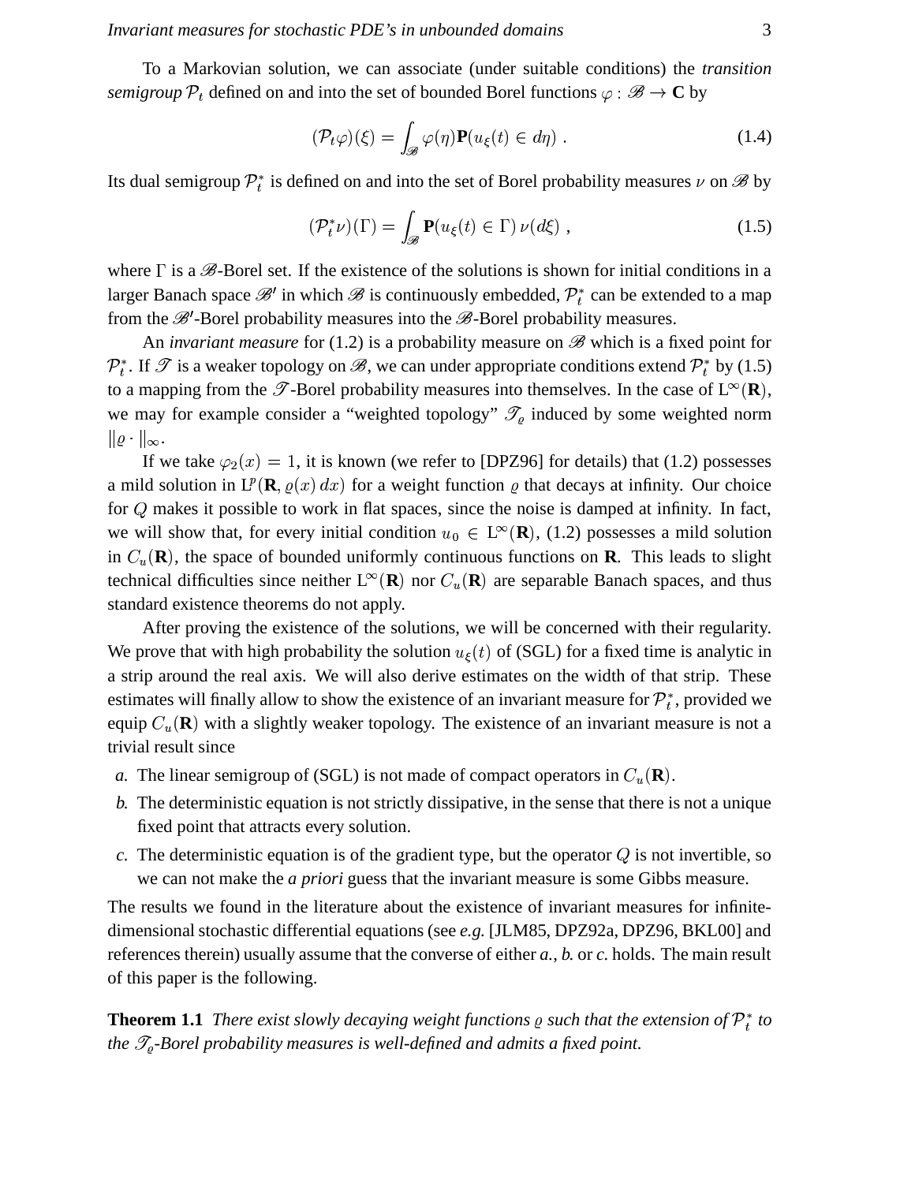To a Markovian solution, we can associate (under suitable conditions) the *transition semigroup* $\mathcal{P}_t$ defined on and into the set of bounded Borel functions $\varphi : \mathscr{B} \to \mathbf{C}$ by

$$(\mathcal{P}_t \varphi)(\xi) = \int_{\mathscr{B}} \varphi(\eta) \mathbf{P}(u_\xi(t) \in d\eta) \; . \tag{1.4}$$

Its dual semigroup $\mathcal{P}_t^*$ is defined on and into the set of Borel probability measures $\nu$ on $\mathscr{B}$ by

$$(\mathcal{P}_t^* \nu)(\Gamma) = \int_{\mathscr{B}} \mathbf{P}(u_\xi(t) \in \Gamma) \, \nu(d\xi) \; , \tag{1.5}$$

where $\Gamma$ is a $\mathscr{B}$-Borel set. If the existence of the solutions is shown for initial conditions in a larger Banach space $\mathscr{B}'$ in which $\mathscr{B}$ is continuously embedded, $\mathcal{P}_t^*$ can be extended to a map from the $\mathscr{B}'$-Borel probability measures into the $\mathscr{B}$-Borel probability measures.

An *invariant measure* for (1.2) is a probability measure on $\mathscr{B}$ which is a fixed point for $\mathcal{P}_t^*$. If $\mathscr{T}$ is a weaker topology on $\mathscr{B}$, we can under appropriate conditions extend $\mathcal{P}_t^*$ by (1.5) to a mapping from the $\mathscr{T}$-Borel probability measures into themselves. In the case of $\mathrm{L}^\infty(\mathbf{R})$, we may for example consider a "weighted topology" $\mathscr{T}_\varrho$ induced by some weighted norm $\|\varrho \cdot \|_\infty$.

If we take $\varphi_2(x) = 1$, it is known (we refer to [DPZ96] for details) that (1.2) possesses a mild solution in $\mathrm{L}^p(\mathbf{R}, \varrho(x)\, dx)$ for a weight function $\varrho$ that decays at infinity. Our choice for $Q$ makes it possible to work in flat spaces, since the noise is damped at infinity. In fact, we will show that, for every initial condition $u_0 \in \mathrm{L}^\infty(\mathbf{R})$, (1.2) possesses a mild solution in $C_u(\mathbf{R})$, the space of bounded uniformly continuous functions on $\mathbf{R}$. This leads to slight technical difficulties since neither $\mathrm{L}^\infty(\mathbf{R})$ nor $C_u(\mathbf{R})$ are separable Banach spaces, and thus standard existence theorems do not apply.

After proving the existence of the solutions, we will be concerned with their regularity. We prove that with high probability the solution $u_\xi(t)$ of (SGL) for a fixed time is analytic in a strip around the real axis. We will also derive estimates on the width of that strip. These estimates will finally allow to show the existence of an invariant measure for $\mathcal{P}_t^*$, provided we equip $C_u(\mathbf{R})$ with a slightly weaker topology. The existence of an invariant measure is not a trivial result since

*a.* The linear semigroup of (SGL) is not made of compact operators in $C_u(\mathbf{R})$.

*b.* The deterministic equation is not strictly dissipative, in the sense that there is not a unique fixed point that attracts every solution.

*c.* The deterministic equation is of the gradient type, but the operator $Q$ is not invertible, so we can not make the *a priori* guess that the invariant measure is some Gibbs measure.

The results we found in the literature about the existence of invariant measures for infinite-dimensional stochastic differential equations (see *e.g.* [JLM85, DPZ92a, DPZ96, BKL00] and references therein) usually assume that the converse of either *a.*, *b.* or *c.* holds. The main result of this paper is the following.

**Theorem 1.1** *There exist slowly decaying weight functions $\varrho$ such that the extension of $\mathcal{P}_t^*$ to the $\mathscr{T}_\varrho$-Borel probability measures is well-defined and admits a fixed point.*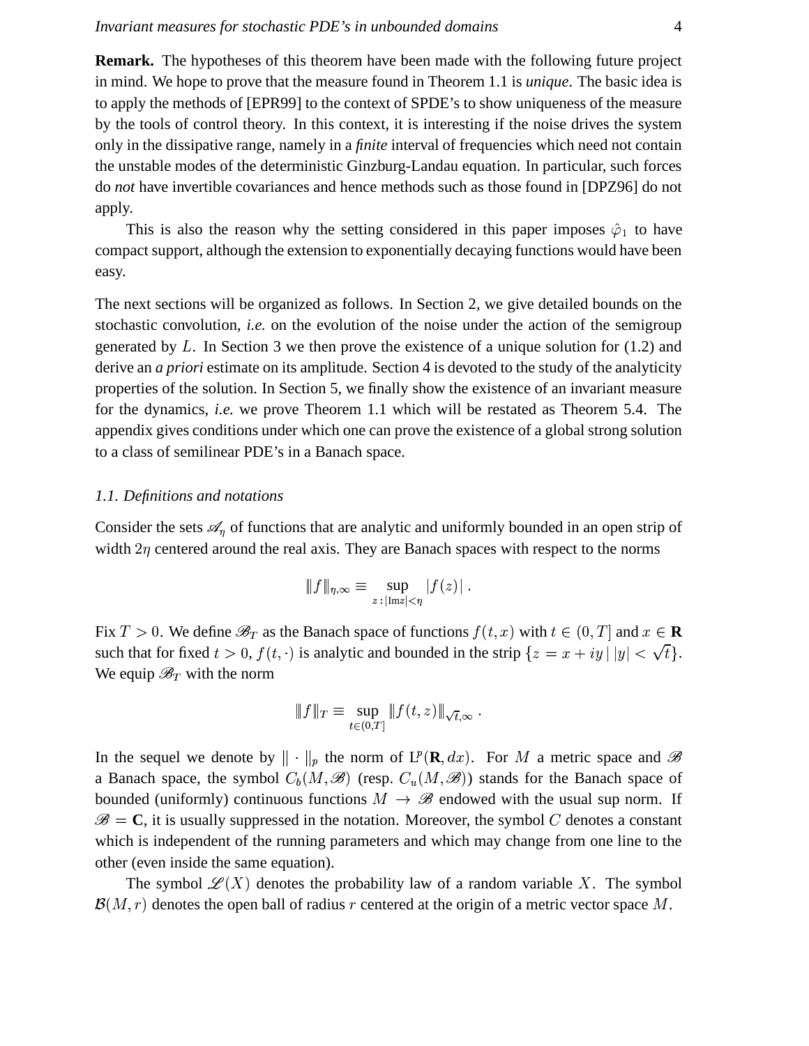**Remark.** The hypotheses of this theorem have been made with the following future project in mind. We hope to prove that the measure found in Theorem 1.1 is *unique*. The basic idea is to apply the methods of [EPR99] to the context of SPDE's to show uniqueness of the measure by the tools of control theory. In this context, it is interesting if the noise drives the system only in the dissipative range, namely in a *finite* interval of frequencies which need not contain the unstable modes of the deterministic Ginzburg-Landau equation. In particular, such forces do *not* have invertible covariances and hence methods such as those found in [DPZ96] do not apply.

This is also the reason why the setting considered in this paper imposes $\hat{\varphi}_1$ to have compact support, although the extension to exponentially decaying functions would have been easy.

The next sections will be organized as follows. In Section 2, we give detailed bounds on the stochastic convolution, *i.e.* on the evolution of the noise under the action of the semigroup generated by $L$. In Section 3 we then prove the existence of a unique solution for (1.2) and derive an *a priori* estimate on its amplitude. Section 4 is devoted to the study of the analyticity properties of the solution. In Section 5, we finally show the existence of an invariant measure for the dynamics, *i.e.* we prove Theorem 1.1 which will be restated as Theorem 5.4. The appendix gives conditions under which one can prove the existence of a global strong solution to a class of semilinear PDE's in a Banach space.

### 1.1. Definitions and notations

Consider the sets $\mathscr{A}_\eta$ of functions that are analytic and uniformly bounded in an open strip of width $2\eta$ centered around the real axis. They are Banach spaces with respect to the norms

$$\|f\|_{\eta,\infty} \equiv \sup_{z\,:\,|\mathrm{Im} z|<\eta} |f(z)| \;.$$

Fix $T > 0$. We define $\mathscr{B}_T$ as the Banach space of functions $f(t,x)$ with $t \in (0,T]$ and $x \in \mathbf{R}$ such that for fixed $t > 0$, $f(t,\cdot)$ is analytic and bounded in the strip $\{z = x + iy \,|\, |y| < \sqrt{t}\}$. We equip $\mathscr{B}_T$ with the norm

$$\|f\|_T \equiv \sup_{t\in(0,T]} \|f(t,z)\|_{\sqrt{t},\infty} \;.$$

In the sequel we denote by $\|\cdot\|_p$ the norm of $\mathrm{L}^p(\mathbf{R},dx)$. For $M$ a metric space and $\mathscr{B}$ a Banach space, the symbol $C_b(M,\mathscr{B})$ (resp. $C_u(M,\mathscr{B})$) stands for the Banach space of bounded (uniformly) continuous functions $M \to \mathscr{B}$ endowed with the usual sup norm. If $\mathscr{B} = \mathbf{C}$, it is usually suppressed in the notation. Moreover, the symbol $C$ denotes a constant which is independent of the running parameters and which may change from one line to the other (even inside the same equation).

The symbol $\mathscr{L}(X)$ denotes the probability law of a random variable $X$. The symbol $\mathcal{B}(M,r)$ denotes the open ball of radius $r$ centered at the origin of a metric vector space $M$.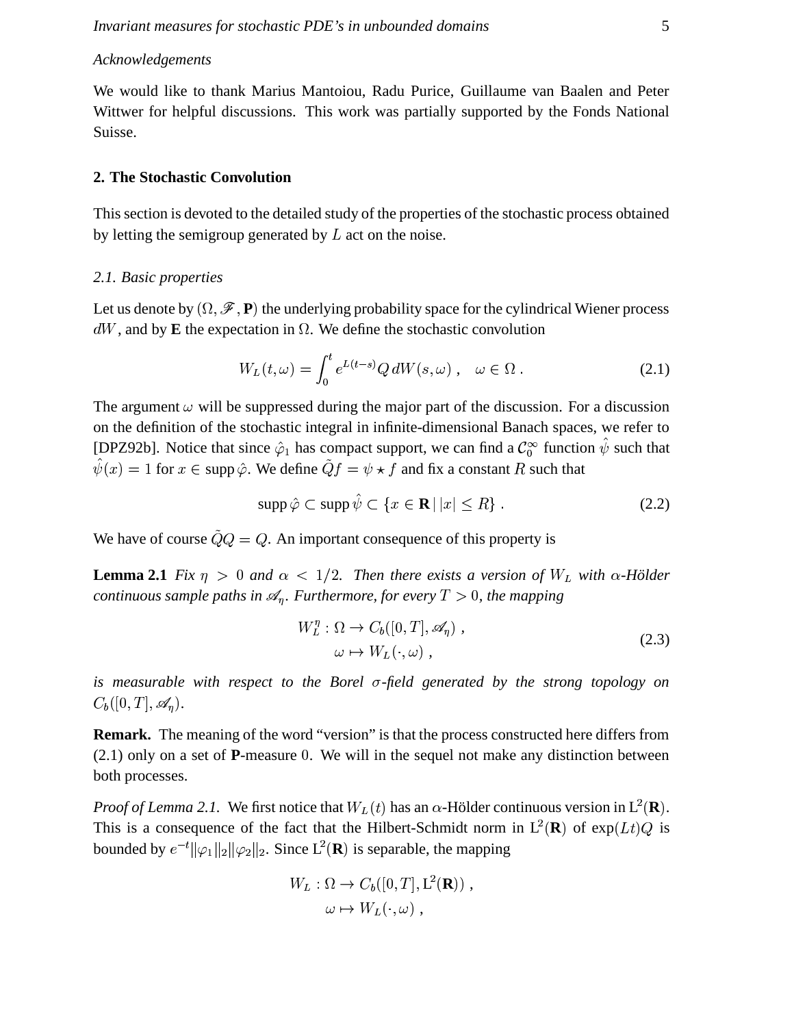*Acknowledgements*

We would like to thank Marius Mantoiou, Radu Purice, Guillaume van Baalen and Peter Wittwer for helpful discussions. This work was partially supported by the Fonds National Suisse.

## 2. The Stochastic Convolution

This section is devoted to the detailed study of the properties of the stochastic process obtained by letting the semigroup generated by $L$ act on the noise.

### *2.1. Basic properties*

Let us denote by $(\Omega, \mathscr{F}, \mathbf{P})$ the underlying probability space for the cylindrical Wiener process $dW$, and by **E** the expectation in $\Omega$. We define the stochastic convolution

$$W_L(t,\omega) = \int_0^t e^{L(t-s)} Q \, dW(s,\omega) \;, \quad \omega \in \Omega \;. \tag{2.1}$$

The argument $\omega$ will be suppressed during the major part of the discussion. For a discussion on the definition of the stochastic integral in infinite-dimensional Banach spaces, we refer to [DPZ92b]. Notice that since $\hat{\varphi}_1$ has compact support, we can find a $\mathcal{C}_0^\infty$ function $\hat{\psi}$ such that $\hat{\psi}(x) = 1$ for $x \in \operatorname{supp} \hat{\varphi}$. We define $\tilde{Q}f = \psi \star f$ and fix a constant $R$ such that

$$\operatorname{supp} \hat{\varphi} \subset \operatorname{supp} \hat{\psi} \subset \{x \in \mathbf{R} \,|\, |x| \le R\} \;. \tag{2.2}$$

We have of course $\tilde{Q}Q = Q$. An important consequence of this property is

**Lemma 2.1** *Fix $\eta > 0$ and $\alpha < 1/2$. Then there exists a version of $W_L$ with $\alpha$-Hölder continuous sample paths in $\mathscr{A}_\eta$. Furthermore, for every $T > 0$, the mapping*

$$\begin{aligned} W_L^\eta : \Omega &\to C_b([0,T], \mathscr{A}_\eta) \;, \\ \omega &\mapsto W_L(\cdot,\omega) \;, \end{aligned} \tag{2.3}$$

*is measurable with respect to the Borel $\sigma$-field generated by the strong topology on $C_b([0,T], \mathscr{A}_\eta)$.*

**Remark.** The meaning of the word "version" is that the process constructed here differs from (2.1) only on a set of **P**-measure $0$. We will in the sequel not make any distinction between both processes.

*Proof of Lemma 2.1.* We first notice that $W_L(t)$ has an $\alpha$-Hölder continuous version in $\mathrm{L}^2(\mathbf{R})$. This is a consequence of the fact that the Hilbert-Schmidt norm in $\mathrm{L}^2(\mathbf{R})$ of $\exp(Lt)Q$ is bounded by $e^{-t}\|\varphi_1\|_2\|\varphi_2\|_2$. Since $\mathrm{L}^2(\mathbf{R})$ is separable, the mapping

$$\begin{aligned} W_L : \Omega &\to C_b([0,T], \mathrm{L}^2(\mathbf{R})) \;, \\ \omega &\mapsto W_L(\cdot,\omega) \;, \end{aligned}$$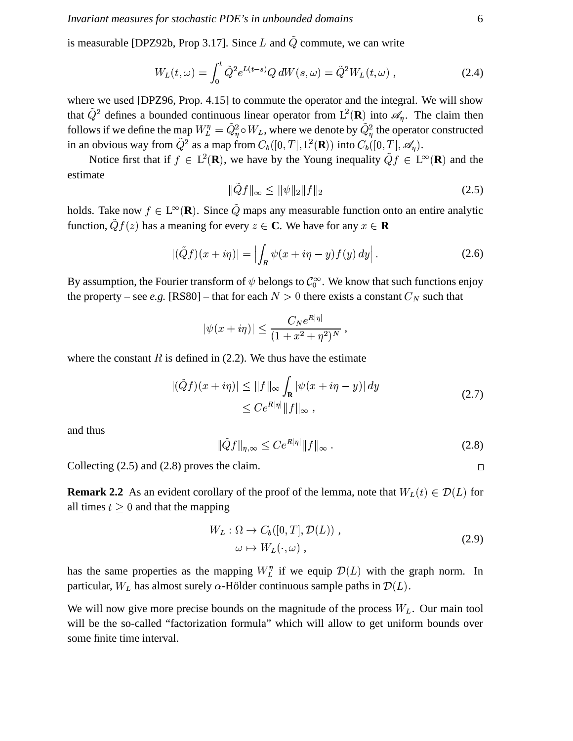is measurable [DPZ92b, Prop 3.17]. Since $L$ and $\tilde{Q}$ commute, we can write

$$W_L(t,\omega) = \int_0^t \tilde{Q}^2 e^{L(t-s)} Q \, dW(s,\omega) = \tilde{Q}^2 W_L(t,\omega) \;, \tag{2.4}$$

where we used [DPZ96, Prop. 4.15] to commute the operator and the integral. We will show that $\tilde{Q}^2$ defines a bounded continuous linear operator from $\mathrm{L}^2(\mathbf{R})$ into $\mathscr{A}_\eta$. The claim then follows if we define the map $W_L^\eta = \tilde{Q}_\eta^2 \circ W_L$, where we denote by $\tilde{Q}_\eta^2$ the operator constructed in an obvious way from $\tilde{Q}^2$ as a map from $C_b([0,T], \mathrm{L}^2(\mathbf{R}))$ into $C_b([0,T], \mathscr{A}_\eta)$.

Notice first that if $f \in \mathrm{L}^2(\mathbf{R})$, we have by the Young inequality $\tilde{Q} f \in \mathrm{L}^\infty(\mathbf{R})$ and the estimate

$$\|\tilde{Q} f\|_\infty \leq \|\psi\|_2 \|f\|_2 \tag{2.5}$$

holds. Take now $f \in \mathrm{L}^\infty(\mathbf{R})$. Since $\tilde{Q}$ maps any measurable function onto an entire analytic function, $\tilde{Q} f(z)$ has a meaning for every $z \in \mathbf{C}$. We have for any $x \in \mathbf{R}$

$$|(\tilde{Q} f)(x + i\eta)| = \Big| \int_R \psi(x + i\eta - y) f(y) \, dy \Big| \,. \tag{2.6}$$

By assumption, the Fourier transform of $\psi$ belongs to $\mathcal{C}_0^\infty$. We know that such functions enjoy the property – see *e.g.* [RS80] – that for each $N > 0$ there exists a constant $C_N$ such that

$$|\psi(x + i\eta)| \leq \frac{C_N e^{R|\eta|}}{(1 + x^2 + \eta^2)^N} \;,$$

where the constant $R$ is defined in (2.2). We thus have the estimate

$$\begin{aligned} |(\tilde{Q} f)(x + i\eta)| &\leq \|f\|_\infty \int_{\mathbf{R}} |\psi(x + i\eta - y)| \, dy \\ &\leq C e^{R|\eta|} \|f\|_\infty \;, \end{aligned} \tag{2.7}$$

and thus

$$|\!|\!|\tilde{Q} f|\!|\!|_{\eta,\infty} \leq C e^{R|\eta|} \|f\|_\infty \;. \tag{2.8}$$

Collecting (2.5) and (2.8) proves the claim. □

**Remark 2.2** As an evident corollary of the proof of the lemma, note that $W_L(t) \in \mathcal{D}(L)$ for all times $t \geq 0$ and that the mapping

$$\begin{aligned} W_L : \Omega &\to C_b([0,T], \mathcal{D}(L)) \;, \\ \omega &\mapsto W_L(\cdot, \omega) \;, \end{aligned} \tag{2.9}$$

has the same properties as the mapping $W_L^\eta$ if we equip $\mathcal{D}(L)$ with the graph norm. In particular, $W_L$ has almost surely $\alpha$-Hölder continuous sample paths in $\mathcal{D}(L)$.

We will now give more precise bounds on the magnitude of the process $W_L$. Our main tool will be the so-called "factorization formula" which will allow to get uniform bounds over some finite time interval.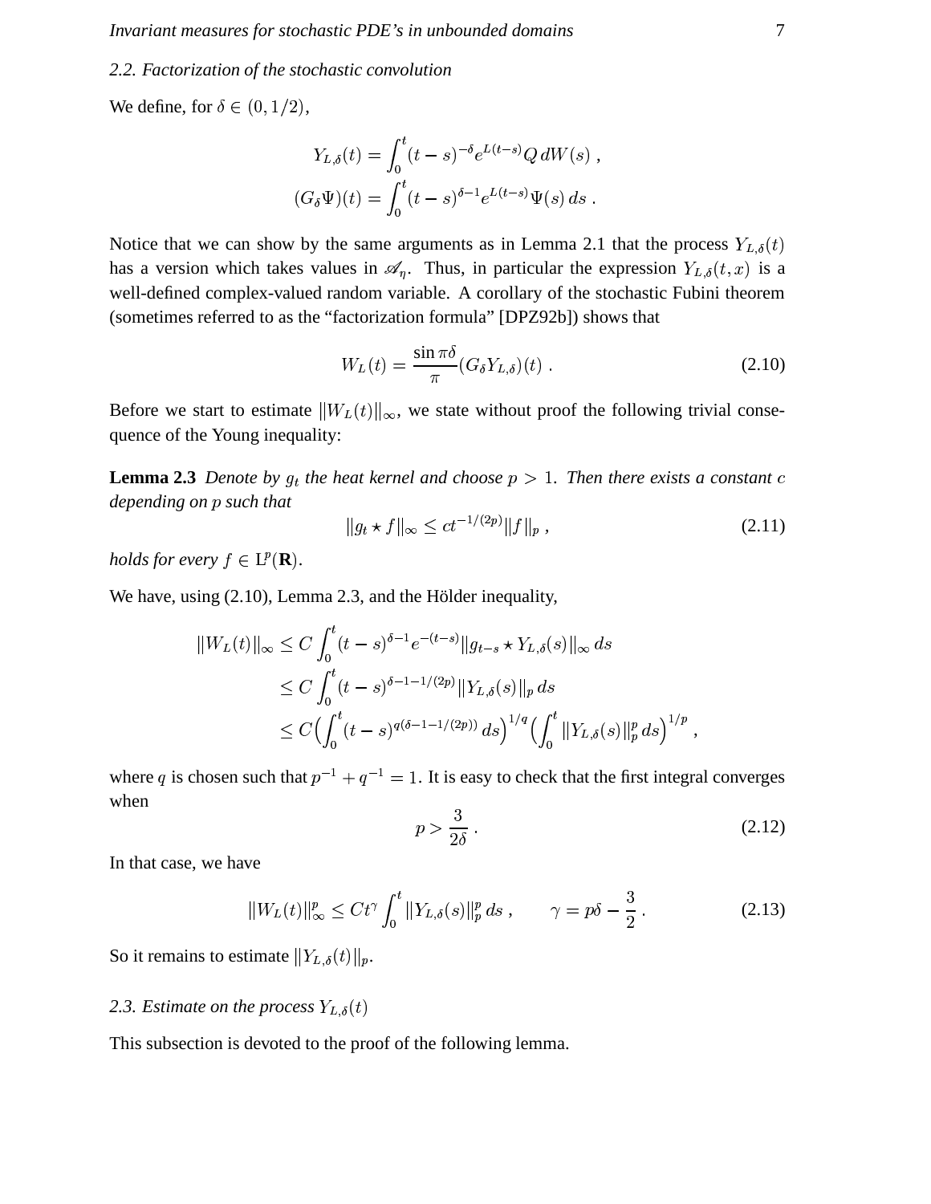### 2.2. Factorization of the stochastic convolution

We define, for $\delta \in (0, 1/2)$,

$$
\begin{aligned}
Y_{L,\delta}(t) &= \int_0^t (t-s)^{-\delta} e^{L(t-s)} Q \, dW(s) \;, \\
(G_\delta \Psi)(t) &= \int_0^t (t-s)^{\delta - 1} e^{L(t-s)} \Psi(s) \, ds \;.
\end{aligned}
$$

Notice that we can show by the same arguments as in Lemma 2.1 that the process $Y_{L,\delta}(t)$ has a version which takes values in $\mathscr{A}_\eta$. Thus, in particular the expression $Y_{L,\delta}(t,x)$ is a well-defined complex-valued random variable. A corollary of the stochastic Fubini theorem (sometimes referred to as the "factorization formula" [DPZ92b]) shows that

$$
W_L(t) = \frac{\sin \pi\delta}{\pi} (G_\delta Y_{L,\delta})(t) \;. \tag{2.10}
$$

Before we start to estimate $\|W_L(t)\|_\infty$, we state without proof the following trivial consequence of the Young inequality:

**Lemma 2.3** *Denote by $g_t$ the heat kernel and choose $p > 1$. Then there exists a constant $c$ depending on $p$ such that*

$$
\|g_t \star f\|_\infty \leq c t^{-1/(2p)} \|f\|_p \;, \tag{2.11}
$$

*holds for every $f \in \mathrm{L}^p(\mathbf{R})$.*

We have, using (2.10), Lemma 2.3, and the Hölder inequality,

$$
\begin{aligned}
\|W_L(t)\|_\infty &\leq C \int_0^t (t-s)^{\delta - 1} e^{-(t-s)} \|g_{t-s} \star Y_{L,\delta}(s)\|_\infty \, ds \\
&\leq C \int_0^t (t-s)^{\delta - 1 - 1/(2p)} \|Y_{L,\delta}(s)\|_p \, ds \\
&\leq C \Big( \int_0^t (t-s)^{q(\delta - 1 - 1/(2p))} \, ds \Big)^{1/q} \Big( \int_0^t \|Y_{L,\delta}(s)\|_p^p \, ds \Big)^{1/p} \;,
\end{aligned}
$$

where $q$ is chosen such that $p^{-1} + q^{-1} = 1$. It is easy to check that the first integral converges when

$$
p > \frac{3}{2\delta} \;. \tag{2.12}
$$

In that case, we have

$$
\|W_L(t)\|_\infty^p \leq C t^\gamma \int_0^t \|Y_{L,\delta}(s)\|_p^p \, ds \;, \qquad \gamma = p\delta - \frac{3}{2} \,. \tag{2.13}
$$

So it remains to estimate $\|Y_{L,\delta}(t)\|_p$.

### 2.3. Estimate on the process $Y_{L,\delta}(t)$

This subsection is devoted to the proof of the following lemma.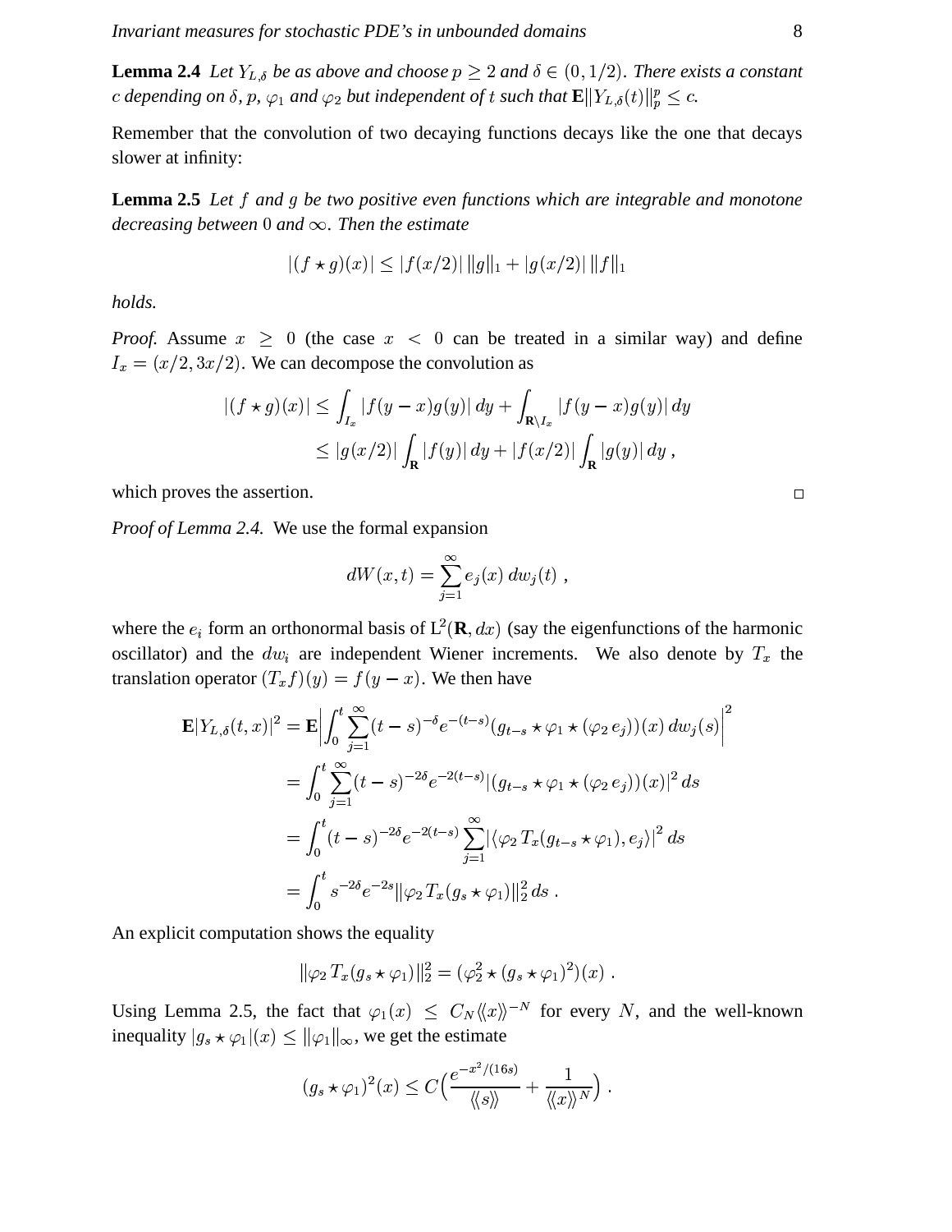**Lemma 2.4** *Let $Y_{L,\delta}$ be as above and choose $p \geq 2$ and $\delta \in (0, 1/2)$. There exists a constant $c$ depending on $\delta$, $p$, $\varphi_1$ and $\varphi_2$ but independent of $t$ such that $\mathbf{E}\|Y_{L,\delta}(t)\|_p^p \leq c$.*

Remember that the convolution of two decaying functions decays like the one that decays slower at infinity:

**Lemma 2.5** *Let $f$ and $g$ be two positive even functions which are integrable and monotone decreasing between $0$ and $\infty$. Then the estimate*

$$|(f \star g)(x)| \leq |f(x/2)| \, \|g\|_1 + |g(x/2)| \, \|f\|_1$$

*holds.*

*Proof.* Assume $x \geq 0$ (the case $x < 0$ can be treated in a similar way) and define $I_x = (x/2, 3x/2)$. We can decompose the convolution as

$$\begin{aligned} |(f \star g)(x)| &\leq \int_{I_x} |f(y-x)g(y)| \, dy + \int_{\mathbf{R}\setminus I_x} |f(y-x)g(y)| \, dy \\ &\leq |g(x/2)| \int_{\mathbf{R}} |f(y)| \, dy + |f(x/2)| \int_{\mathbf{R}} |g(y)| \, dy \;, \end{aligned}$$

which proves the assertion. □

*Proof of Lemma 2.4.* We use the formal expansion

$$dW(x,t) = \sum_{j=1}^{\infty} e_j(x) \, dw_j(t) \;,$$

where the $e_i$ form an orthonormal basis of $\mathrm{L}^2(\mathbf{R}, dx)$ (say the eigenfunctions of the harmonic oscillator) and the $dw_i$ are independent Wiener increments. We also denote by $T_x$ the translation operator $(T_x f)(y) = f(y-x)$. We then have

$$\begin{aligned} \mathbf{E}|Y_{L,\delta}(t,x)|^2 &= \mathbf{E}\Big|\int_0^t \sum_{j=1}^{\infty} (t-s)^{-\delta} e^{-(t-s)} (g_{t-s} \star \varphi_1 \star (\varphi_2 \, e_j))(x) \, dw_j(s)\Big|^2 \\ &= \int_0^t \sum_{j=1}^{\infty} (t-s)^{-2\delta} e^{-2(t-s)} |(g_{t-s} \star \varphi_1 \star (\varphi_2 \, e_j))(x)|^2 \, ds \\ &= \int_0^t (t-s)^{-2\delta} e^{-2(t-s)} \sum_{j=1}^{\infty} |\langle \varphi_2 \, T_x(g_{t-s} \star \varphi_1), e_j\rangle|^2 \, ds \\ &= \int_0^t s^{-2\delta} e^{-2s} \|\varphi_2 \, T_x(g_s \star \varphi_1)\|_2^2 \, ds \;. \end{aligned}$$

An explicit computation shows the equality

$$\|\varphi_2 \, T_x(g_s \star \varphi_1)\|_2^2 = (\varphi_2^2 \star (g_s \star \varphi_1)^2)(x) \;.$$

Using Lemma 2.5, the fact that $\varphi_1(x) \leq C_N \langle\!\langle x \rangle\!\rangle^{-N}$ for every $N$, and the well-known inequality $|g_s \star \varphi_1|(x) \leq \|\varphi_1\|_\infty$, we get the estimate

$$(g_s \star \varphi_1)^2(x) \leq C\Big(\frac{e^{-x^2/(16s)}}{\langle\!\langle s \rangle\!\rangle} + \frac{1}{\langle\!\langle x \rangle\!\rangle^N}\Big) \;.$$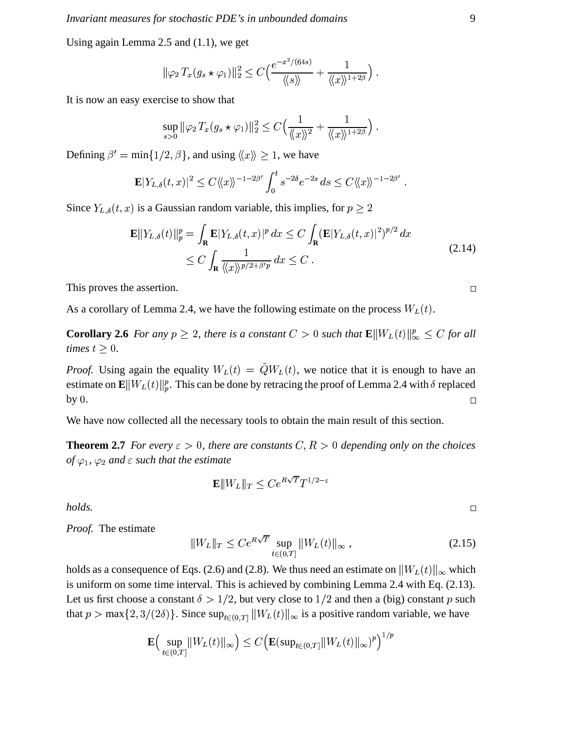Using again Lemma 2.5 and (1.1), we get

$$\|\varphi_2\, T_x(g_s \star \varphi_1)\|_2^2 \le C\Big(\frac{e^{-x^2/(64s)}}{\langle\!\langle s\rangle\!\rangle} + \frac{1}{\langle\!\langle x\rangle\!\rangle^{1+2\beta}}\Big)\;.$$

It is now an easy exercise to show that

$$\sup_{s>0} \|\varphi_2\, T_x(g_s \star \varphi_1)\|_2^2 \le C\Big(\frac{1}{\langle\!\langle x\rangle\!\rangle^{2}} + \frac{1}{\langle\!\langle x\rangle\!\rangle^{1+2\beta}}\Big)\;.$$

Defining $\beta' = \min\{1/2, \beta\}$, and using $\langle\!\langle x\rangle\!\rangle \ge 1$, we have

$$\mathbf{E}|Y_{L,\delta}(t,x)|^2 \le C\langle\!\langle x\rangle\!\rangle^{-1-2\beta'}\int_0^t s^{-2\delta}e^{-2s}\,ds \le C\langle\!\langle x\rangle\!\rangle^{-1-2\beta'}\;.$$

Since $Y_{L,\delta}(t,x)$ is a Gaussian random variable, this implies, for $p \ge 2$

$$\begin{aligned}\mathbf{E}\|Y_{L,\delta}(t)\|_p^p &= \int_{\mathbf{R}} \mathbf{E}|Y_{L,\delta}(t,x)|^p\,dx \le C\int_{\mathbf{R}} (\mathbf{E}|Y_{L,\delta}(t,x)|^2)^{p/2}\,dx \\ &\le C\int_{\mathbf{R}} \frac{1}{\langle\!\langle x\rangle\!\rangle^{p/2+\beta' p}}\,dx \le C\;.\end{aligned} \tag{2.14}$$

This proves the assertion. □

As a corollary of Lemma 2.4, we have the following estimate on the process $W_L(t)$.

**Corollary 2.6** *For any $p \ge 2$, there is a constant $C > 0$ such that $\mathbf{E}\|W_L(t)\|_\infty^p \le C$ for all times $t \ge 0$.*

*Proof.* Using again the equality $W_L(t) = \tilde{Q}W_L(t)$, we notice that it is enough to have an estimate on $\mathbf{E}\|W_L(t)\|_p^p$. This can be done by retracing the proof of Lemma 2.4 with $\delta$ replaced by $0$. □

We have now collected all the necessary tools to obtain the main result of this section.

**Theorem 2.7** *For every $\varepsilon > 0$, there are constants $C, R > 0$ depending only on the choices of $\varphi_1$, $\varphi_2$ and $\varepsilon$ such that the estimate*

$$\mathbf{E}\|\!|W_L|\!\|_T \le Ce^{R\sqrt{T}}T^{1/2-\varepsilon}$$

*holds.* □

*Proof.* The estimate

$$\|\!|W_L|\!\|_T \le Ce^{R\sqrt{T}}\sup_{t\in(0,T]}\|W_L(t)\|_\infty\;, \tag{2.15}$$

holds as a consequence of Eqs. (2.6) and (2.8). We thus need an estimate on $\|W_L(t)\|_\infty$ which is uniform on some time interval. This is achieved by combining Lemma 2.4 with Eq. (2.13). Let us first choose a constant $\delta > 1/2$, but very close to $1/2$ and then a (big) constant $p$ such that $p > \max\{2, 3/(2\delta)\}$. Since $\sup_{t\in(0,T]}\|W_L(t)\|_\infty$ is a positive random variable, we have

$$\mathbf{E}\Big(\sup_{t\in(0,T]}\|W_L(t)\|_\infty\Big) \le C\Big(\mathbf{E}(\sup_{t\in(0,T]}\|W_L(t)\|_\infty)^p\Big)^{1/p}$$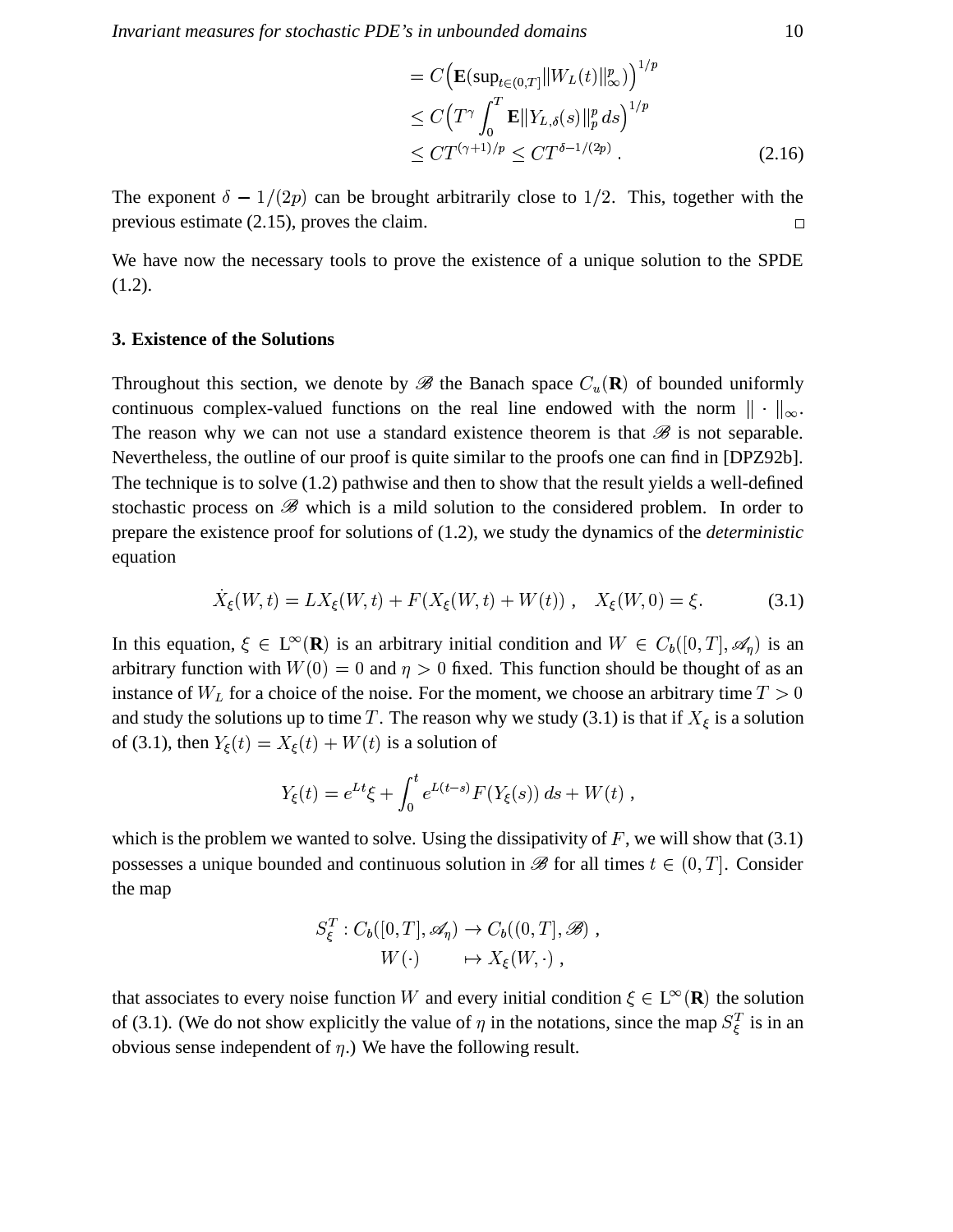$$
\begin{aligned}
&= C\Big(\mathbf{E}(\sup_{t\in(0,T]}\|W_L(t)\|_\infty^p)\Big)^{1/p} \\
&\le C\Big(T^\gamma \int_0^T \mathbf{E}\|Y_{L,\delta}(s)\|_p^p\,ds\Big)^{1/p} \\
&\le CT^{(\gamma+1)/p} \le CT^{\delta-1/(2p)}\;. \qquad (2.16)
\end{aligned}
$$

The exponent $\delta - 1/(2p)$ can be brought arbitrarily close to $1/2$. This, together with the previous estimate (2.15), proves the claim. □

We have now the necessary tools to prove the existence of a unique solution to the SPDE (1.2).

### 3. Existence of the Solutions

Throughout this section, we denote by $\mathscr{B}$ the Banach space $C_u(\mathbf{R})$ of bounded uniformly continuous complex-valued functions on the real line endowed with the norm $\|\cdot\|_\infty$. The reason why we can not use a standard existence theorem is that $\mathscr{B}$ is not separable. Nevertheless, the outline of our proof is quite similar to the proofs one can find in [DPZ92b]. The technique is to solve (1.2) pathwise and then to show that the result yields a well-defined stochastic process on $\mathscr{B}$ which is a mild solution to the considered problem. In order to prepare the existence proof for solutions of (1.2), we study the dynamics of the *deterministic* equation

$$
\dot{X}_\xi(W,t) = LX_\xi(W,t) + F(X_\xi(W,t) + W(t))\;, \quad X_\xi(W,0) = \xi. \qquad (3.1)
$$

In this equation, $\xi \in \mathrm{L}^\infty(\mathbf{R})$ is an arbitrary initial condition and $W \in C_b([0,T],\mathscr{A}_\eta)$ is an arbitrary function with $W(0)=0$ and $\eta > 0$ fixed. This function should be thought of as an instance of $W_L$ for a choice of the noise. For the moment, we choose an arbitrary time $T>0$ and study the solutions up to time $T$. The reason why we study (3.1) is that if $X_\xi$ is a solution of (3.1), then $Y_\xi(t) = X_\xi(t) + W(t)$ is a solution of

$$
Y_\xi(t) = e^{Lt}\xi + \int_0^t e^{L(t-s)}F(Y_\xi(s))\,ds + W(t)\;,
$$

which is the problem we wanted to solve. Using the dissipativity of $F$, we will show that (3.1) possesses a unique bounded and continuous solution in $\mathscr{B}$ for all times $t \in (0,T]$. Consider the map

$$
\begin{aligned}
S_\xi^T : C_b([0,T],\mathscr{A}_\eta) &\to C_b((0,T],\mathscr{B})\;, \\
W(\cdot) &\mapsto X_\xi(W,\cdot)\;,
\end{aligned}
$$

that associates to every noise function $W$ and every initial condition $\xi \in \mathrm{L}^\infty(\mathbf{R})$ the solution of (3.1). (We do not show explicitly the value of $\eta$ in the notations, since the map $S_\xi^T$ is in an obvious sense independent of $\eta$.) We have the following result.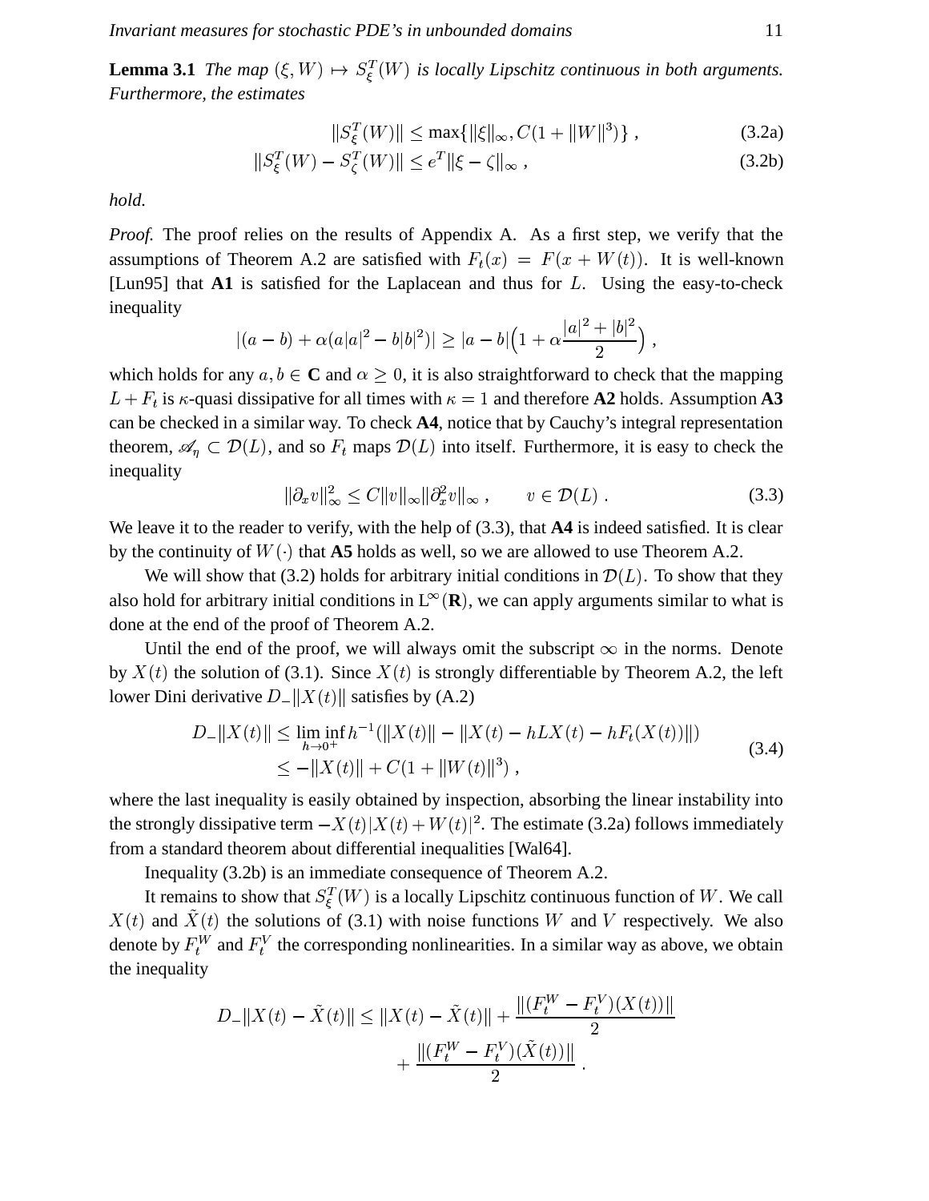**Lemma 3.1** *The map $(\xi, W) \mapsto S_\xi^T(W)$ is locally Lipschitz continuous in both arguments. Furthermore, the estimates*

$$\|S_\xi^T(W)\| \le \max\{\|\xi\|_\infty, C(1 + \|W\|^3)\}\;, \tag{3.2a}$$

$$\|S_\xi^T(W) - S_\zeta^T(W)\| \le e^T \|\xi - \zeta\|_\infty\;, \tag{3.2b}$$

*hold.*

*Proof.* The proof relies on the results of Appendix A. As a first step, we verify that the assumptions of Theorem A.2 are satisfied with $F_t(x) = F(x + W(t))$. It is well-known [Lun95] that **A1** is satisfied for the Laplacean and thus for $L$. Using the easy-to-check inequality

$$|(a - b) + \alpha(a|a|^2 - b|b|^2)| \ge |a - b|\Big(1 + \alpha \frac{|a|^2 + |b|^2}{2}\Big)\;,$$

which holds for any $a, b \in \mathbf{C}$ and $\alpha \ge 0$, it is also straightforward to check that the mapping $L + F_t$ is $\kappa$-quasi dissipative for all times with $\kappa = 1$ and therefore **A2** holds. Assumption **A3** can be checked in a similar way. To check **A4**, notice that by Cauchy's integral representation theorem, $\mathscr{A}_\eta \subset \mathcal{D}(L)$, and so $F_t$ maps $\mathcal{D}(L)$ into itself. Furthermore, it is easy to check the inequality

$$\|\partial_x v\|_\infty^2 \le C\|v\|_\infty \|\partial_x^2 v\|_\infty\;, \qquad v \in \mathcal{D}(L)\;. \tag{3.3}$$

We leave it to the reader to verify, with the help of (3.3), that **A4** is indeed satisfied. It is clear by the continuity of $W(\cdot)$ that **A5** holds as well, so we are allowed to use Theorem A.2.

We will show that (3.2) holds for arbitrary initial conditions in $\mathcal{D}(L)$. To show that they also hold for arbitrary initial conditions in $\mathrm{L}^\infty(\mathbf{R})$, we can apply arguments similar to what is done at the end of the proof of Theorem A.2.

Until the end of the proof, we will always omit the subscript $\infty$ in the norms. Denote by $X(t)$ the solution of (3.1). Since $X(t)$ is strongly differentiable by Theorem A.2, the left lower Dini derivative $D_-\|X(t)\|$ satisfies by (A.2)

$$\begin{aligned} D_-\|X(t)\| &\le \liminf_{h\to 0^+} h^{-1}(\|X(t)\| - \|X(t) - hLX(t) - hF_t(X(t))\|) \\ &\le -\|X(t)\| + C(1 + \|W(t)\|^3)\;, \end{aligned} \tag{3.4}$$

where the last inequality is easily obtained by inspection, absorbing the linear instability into the strongly dissipative term $-X(t)|X(t) + W(t)|^2$. The estimate (3.2a) follows immediately from a standard theorem about differential inequalities [Wal64].

Inequality (3.2b) is an immediate consequence of Theorem A.2.

It remains to show that $S_\xi^T(W)$ is a locally Lipschitz continuous function of $W$. We call $X(t)$ and $\tilde X(t)$ the solutions of (3.1) with noise functions $W$ and $V$ respectively. We also denote by $F_t^W$ and $F_t^V$ the corresponding nonlinearities. In a similar way as above, we obtain the inequality

$$\begin{aligned} D_-\|X(t) - \tilde X(t)\| \le \|X(t) - \tilde X(t)\| &+ \frac{\|(F_t^W - F_t^V)(X(t))\|}{2} \\ &+ \frac{\|(F_t^W - F_t^V)(\tilde X(t))\|}{2}\;. \end{aligned}$$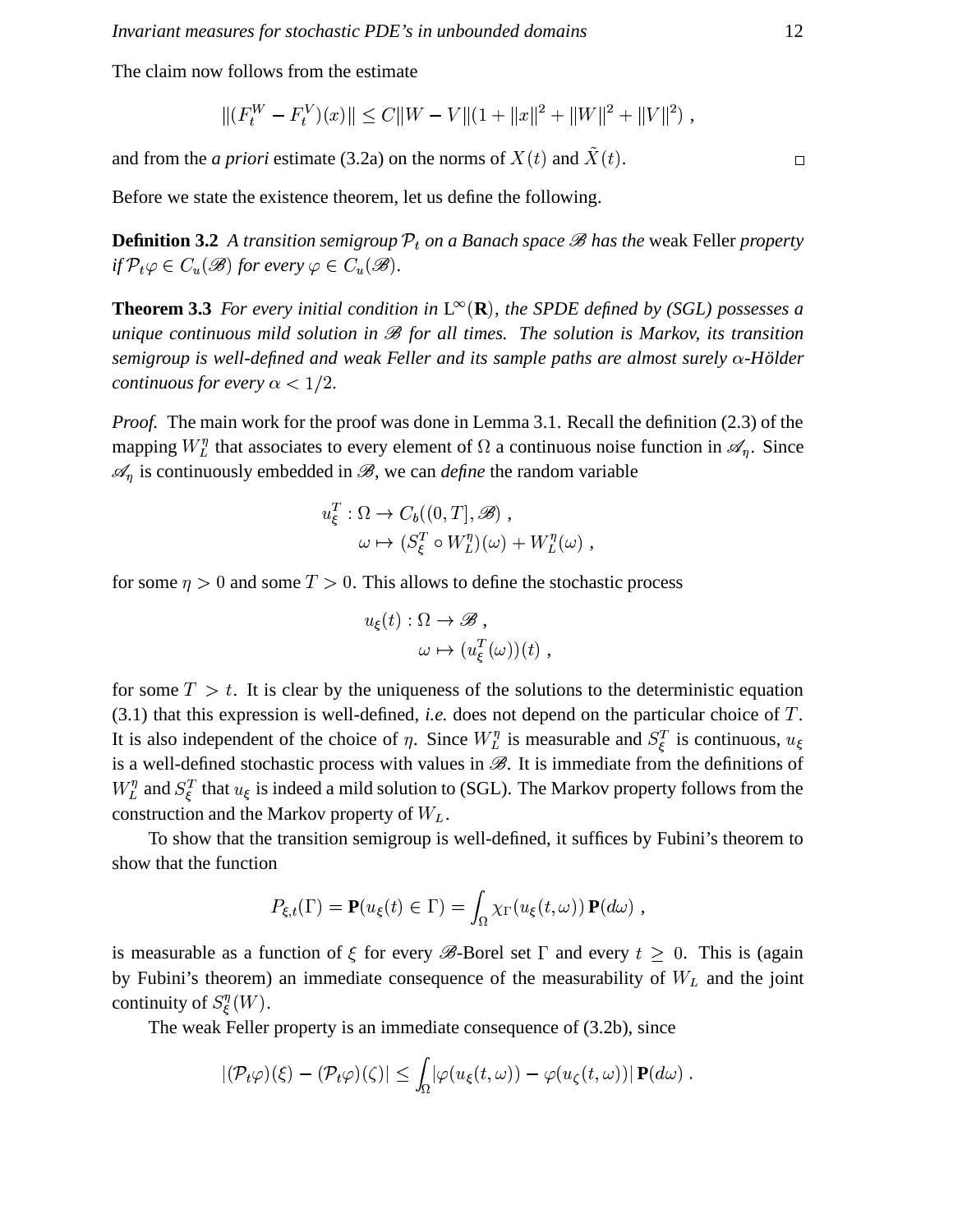The claim now follows from the estimate

$$\|(F_t^W - F_t^V)(x)\| \leq C\|W - V\|(1 + \|x\|^2 + \|W\|^2 + \|V\|^2) \;,$$

and from the *a priori* estimate (3.2a) on the norms of $X(t)$ and $\tilde{X}(t)$. $\square$

Before we state the existence theorem, let us define the following.

**Definition 3.2** *A transition semigroup $\mathcal{P}_t$ on a Banach space $\mathscr{B}$ has the* weak Feller *property if $\mathcal{P}_t\varphi \in C_u(\mathscr{B})$ for every $\varphi \in C_u(\mathscr{B})$.*

**Theorem 3.3** *For every initial condition in $\mathrm{L}^\infty(\mathbf{R})$, the SPDE defined by (SGL) possesses a unique continuous mild solution in $\mathscr{B}$ for all times. The solution is Markov, its transition semigroup is well-defined and weak Feller and its sample paths are almost surely $\alpha$-Hölder continuous for every $\alpha < 1/2$.*

*Proof.* The main work for the proof was done in Lemma 3.1. Recall the definition (2.3) of the mapping $W_L^\eta$ that associates to every element of $\Omega$ a continuous noise function in $\mathscr{A}_\eta$. Since $\mathscr{A}_\eta$ is continuously embedded in $\mathscr{B}$, we can *define* the random variable

$$\begin{aligned} u_\xi^T &: \Omega \to C_b((0,T],\mathscr{B}) \;, \\ &\omega \mapsto (S_\xi^T \circ W_L^\eta)(\omega) + W_L^\eta(\omega) \;, \end{aligned}$$

for some $\eta > 0$ and some $T > 0$. This allows to define the stochastic process

$$\begin{aligned} u_\xi(t) &: \Omega \to \mathscr{B} \;, \\ &\omega \mapsto (u_\xi^T(\omega))(t) \;, \end{aligned}$$

for some $T > t$. It is clear by the uniqueness of the solutions to the deterministic equation (3.1) that this expression is well-defined, *i.e.* does not depend on the particular choice of $T$. It is also independent of the choice of $\eta$. Since $W_L^\eta$ is measurable and $S_\xi^T$ is continuous, $u_\xi$ is a well-defined stochastic process with values in $\mathscr{B}$. It is immediate from the definitions of $W_L^\eta$ and $S_\xi^T$ that $u_\xi$ is indeed a mild solution to (SGL). The Markov property follows from the construction and the Markov property of $W_L$.

To show that the transition semigroup is well-defined, it suffices by Fubini's theorem to show that the function

$$P_{\xi,t}(\Gamma) = \mathbf{P}(u_\xi(t) \in \Gamma) = \int_\Omega \chi_\Gamma(u_\xi(t,\omega))\,\mathbf{P}(d\omega) \;,$$

is measurable as a function of $\xi$ for every $\mathscr{B}$-Borel set $\Gamma$ and every $t \geq 0$. This is (again by Fubini's theorem) an immediate consequence of the measurability of $W_L$ and the joint continuity of $S_\xi^\eta(W)$.

The weak Feller property is an immediate consequence of (3.2b), since

$$|(\mathcal{P}_t\varphi)(\xi) - (\mathcal{P}_t\varphi)(\zeta)| \leq \int_\Omega |\varphi(u_\xi(t,\omega)) - \varphi(u_\zeta(t,\omega))|\,\mathbf{P}(d\omega) \;.$$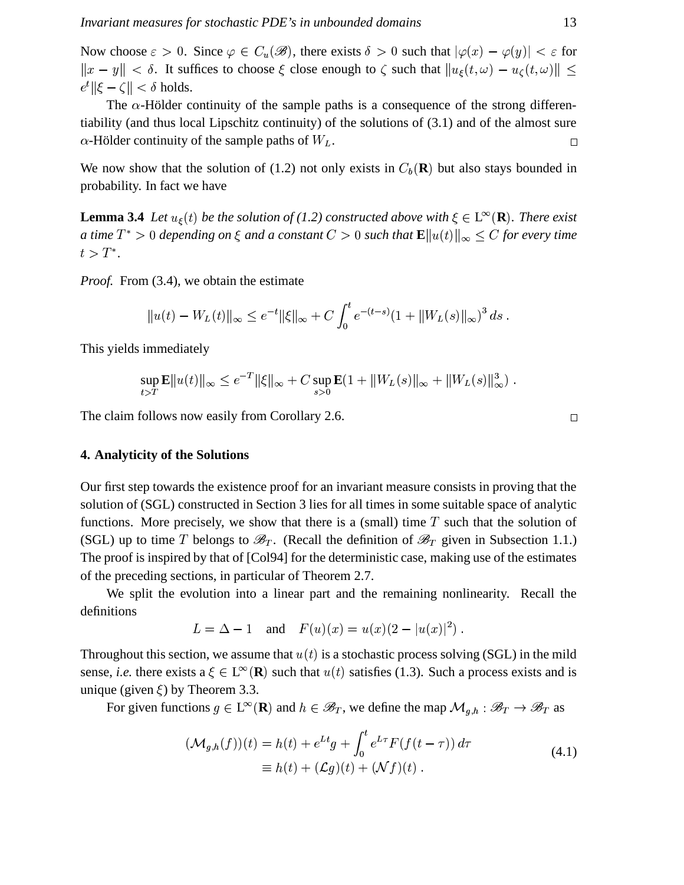Now choose $\varepsilon > 0$. Since $\varphi \in C_u(\mathscr{B})$, there exists $\delta > 0$ such that $|\varphi(x) - \varphi(y)| < \varepsilon$ for $\|x - y\| < \delta$. It suffices to choose $\xi$ close enough to $\zeta$ such that $\|u_\xi(t, \omega) - u_\zeta(t, \omega)\| \leq e^t \|\xi - \zeta\| < \delta$ holds.

The $\alpha$-Hölder continuity of the sample paths is a consequence of the strong differentiability (and thus local Lipschitz continuity) of the solutions of (3.1) and of the almost sure $\alpha$-Hölder continuity of the sample paths of $W_L$. □

We now show that the solution of (1.2) not only exists in $C_b(\mathbf{R})$ but also stays bounded in probability. In fact we have

**Lemma 3.4** *Let $u_\xi(t)$ be the solution of (1.2) constructed above with $\xi \in \mathrm{L}^\infty(\mathbf{R})$. There exist a time $T^* > 0$ depending on $\xi$ and a constant $C > 0$ such that $\mathbf{E}\|u(t)\|_\infty \leq C$ for every time $t > T^*$.*

*Proof.* From (3.4), we obtain the estimate

$$\|u(t) - W_L(t)\|_\infty \leq e^{-t}\|\xi\|_\infty + C \int_0^t e^{-(t-s)}(1 + \|W_L(s)\|_\infty)^3 \, ds \, .$$

This yields immediately

$$\sup_{t>T} \mathbf{E}\|u(t)\|_\infty \leq e^{-T}\|\xi\|_\infty + C \sup_{s>0} \mathbf{E}(1 + \|W_L(s)\|_\infty + \|W_L(s)\|_\infty^3) \, .$$

The claim follows now easily from Corollary 2.6. □

## 4. Analyticity of the Solutions

Our first step towards the existence proof for an invariant measure consists in proving that the solution of (SGL) constructed in Section 3 lies for all times in some suitable space of analytic functions. More precisely, we show that there is a (small) time $T$ such that the solution of (SGL) up to time $T$ belongs to $\mathscr{B}_T$. (Recall the definition of $\mathscr{B}_T$ given in Subsection 1.1.) The proof is inspired by that of [Col94] for the deterministic case, making use of the estimates of the preceding sections, in particular of Theorem 2.7.

We split the evolution into a linear part and the remaining nonlinearity. Recall the definitions

$$L = \Delta - 1 \quad \text{and} \quad F(u)(x) = u(x)(2 - |u(x)|^2) \, .$$

Throughout this section, we assume that $u(t)$ is a stochastic process solving (SGL) in the mild sense, *i.e.* there exists a $\xi \in \mathrm{L}^\infty(\mathbf{R})$ such that $u(t)$ satisfies (1.3). Such a process exists and is unique (given $\xi$) by Theorem 3.3.

For given functions $g \in \mathrm{L}^\infty(\mathbf{R})$ and $h \in \mathscr{B}_T$, we define the map $\mathcal{M}_{g,h} : \mathscr{B}_T \to \mathscr{B}_T$ as

$$\begin{aligned} (\mathcal{M}_{g,h}(f))(t) &= h(t) + e^{Lt} g + \int_0^t e^{L\tau} F(f(t - \tau)) \, d\tau \\ &\equiv h(t) + (\mathcal{L} g)(t) + (\mathcal{N} f)(t) \, . \end{aligned} \tag{4.1}$$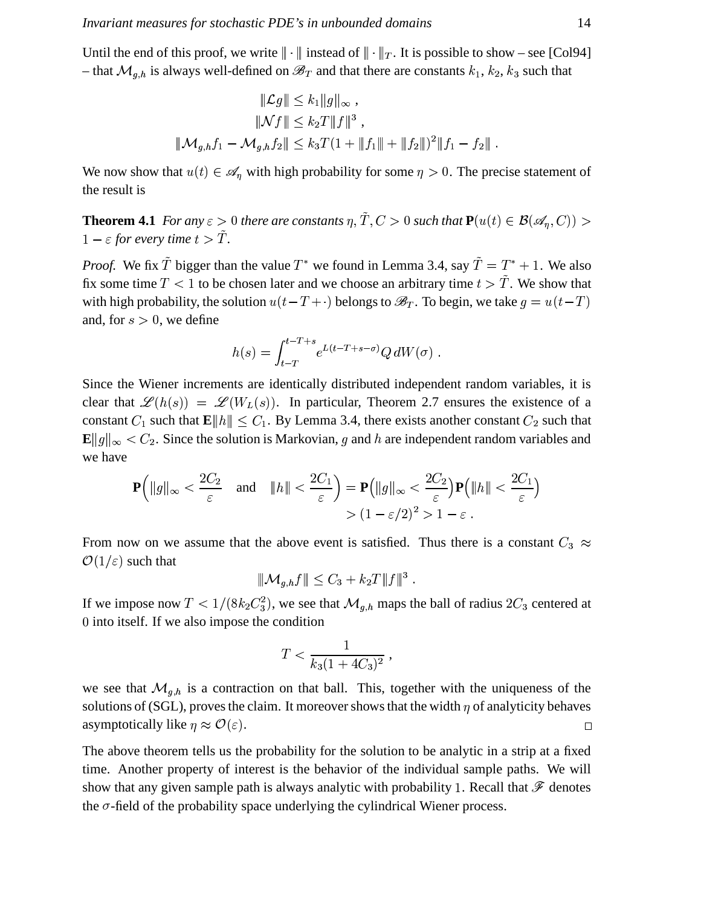Until the end of this proof, we write $\| \cdot \|$ instead of $\| \cdot \|_T$. It is possible to show – see [Col94] – that $\mathcal{M}_{g,h}$ is always well-defined on $\mathscr{B}_T$ and that there are constants $k_1$, $k_2$, $k_3$ such that

$$
\begin{aligned}
\|\mathcal{L}g\| &\le k_1 \|g\|_\infty \;, \\
\|\mathcal{N}f\| &\le k_2 T \|f\|^3 \;, \\
\|\mathcal{M}_{g,h}f_1 - \mathcal{M}_{g,h}f_2\| &\le k_3 T (1 + \|f_1\| + \|f_2\|)^2 \|f_1 - f_2\| \;.
\end{aligned}
$$

We now show that $u(t) \in \mathscr{A}_\eta$ with high probability for some $\eta > 0$. The precise statement of the result is

**Theorem 4.1** *For any $\varepsilon > 0$ there are constants $\eta, \tilde{T}, C > 0$ such that $\mathbf{P}(u(t) \in \mathcal{B}(\mathscr{A}_\eta, C)) > 1 - \varepsilon$ for every time $t > \tilde{T}$.*

*Proof.* We fix $\tilde{T}$ bigger than the value $T^*$ we found in Lemma 3.4, say $\tilde{T} = T^* + 1$. We also fix some time $T < 1$ to be chosen later and we choose an arbitrary time $t > \tilde{T}$. We show that with high probability, the solution $u(t - T + \cdot)$ belongs to $\mathscr{B}_T$. To begin, we take $g = u(t - T)$ and, for $s > 0$, we define

$$
h(s) = \int_{t-T}^{t-T+s} e^{L(t-T+s-\sigma)} Q \, dW(\sigma) \;.
$$

Since the Wiener increments are identically distributed independent random variables, it is clear that $\mathscr{L}(h(s)) = \mathscr{L}(W_L(s))$. In particular, Theorem 2.7 ensures the existence of a constant $C_1$ such that $\mathbf{E}\|h\| \le C_1$. By Lemma 3.4, there exists another constant $C_2$ such that $\mathbf{E}\|g\|_\infty < C_2$. Since the solution is Markovian, $g$ and $h$ are independent random variables and we have

$$
\begin{aligned}
\mathbf{P}\Big(\|g\|_\infty < \frac{2C_2}{\varepsilon} \quad \text{and} \quad \|h\| < \frac{2C_1}{\varepsilon}\Big) &= \mathbf{P}\Big(\|g\|_\infty < \frac{2C_2}{\varepsilon}\Big) \mathbf{P}\Big(\|h\| < \frac{2C_1}{\varepsilon}\Big) \\
&> (1 - \varepsilon/2)^2 > 1 - \varepsilon \;.
\end{aligned}
$$

From now on we assume that the above event is satisfied. Thus there is a constant $C_3 \approx \mathcal{O}(1/\varepsilon)$ such that

$$
\|\mathcal{M}_{g,h}f\| \le C_3 + k_2 T \|f\|^3 \;.
$$

If we impose now $T < 1/(8k_2 C_3^2)$, we see that $\mathcal{M}_{g,h}$ maps the ball of radius $2C_3$ centered at $0$ into itself. If we also impose the condition

$$
T < \frac{1}{k_3(1 + 4C_3)^2} \;,
$$

we see that $\mathcal{M}_{g,h}$ is a contraction on that ball. This, together with the uniqueness of the solutions of (SGL), proves the claim. It moreover shows that the width $\eta$ of analyticity behaves asymptotically like $\eta \approx \mathcal{O}(\varepsilon)$. □

The above theorem tells us the probability for the solution to be analytic in a strip at a fixed time. Another property of interest is the behavior of the individual sample paths. We will show that any given sample path is always analytic with probability 1. Recall that $\mathscr{F}$ denotes the $\sigma$-field of the probability space underlying the cylindrical Wiener process.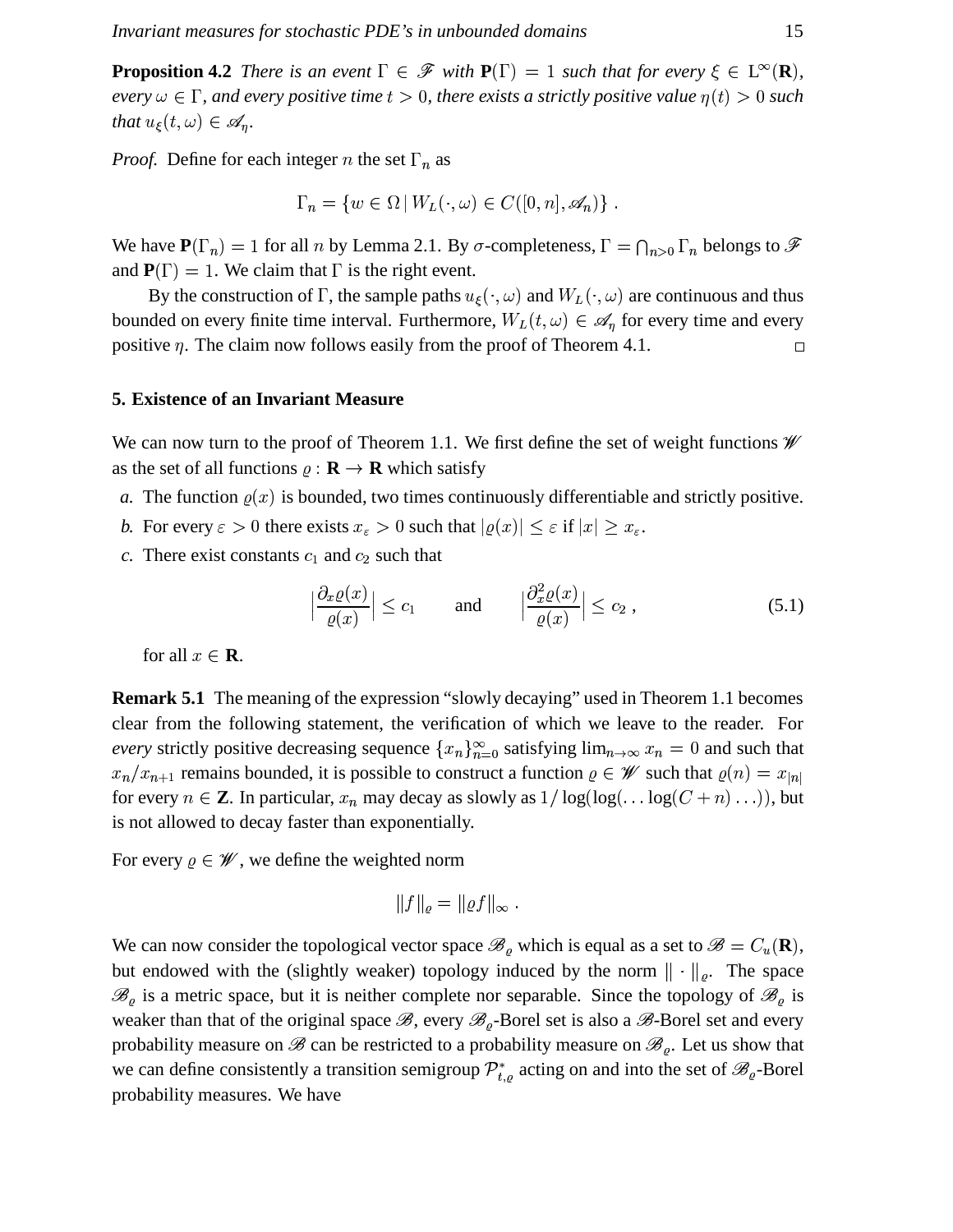**Proposition 4.2** *There is an event $\Gamma \in \mathscr{F}$ with $\mathbf{P}(\Gamma) = 1$ such that for every $\xi \in \mathrm{L}^\infty(\mathbf{R})$, every $\omega \in \Gamma$, and every positive time $t > 0$, there exists a strictly positive value $\eta(t) > 0$ such that $u_\xi(t, \omega) \in \mathscr{A}_\eta$.*

*Proof.* Define for each integer $n$ the set $\Gamma_n$ as

$$\Gamma_n = \{w \in \Omega \,|\, W_L(\cdot, \omega) \in C([0, n], \mathscr{A}_n)\} \;.$$

We have $\mathbf{P}(\Gamma_n) = 1$ for all $n$ by Lemma 2.1. By $\sigma$-completeness, $\Gamma = \bigcap_{n>0} \Gamma_n$ belongs to $\mathscr{F}$ and $\mathbf{P}(\Gamma) = 1$. We claim that $\Gamma$ is the right event.

By the construction of $\Gamma$, the sample paths $u_\xi(\cdot, \omega)$ and $W_L(\cdot, \omega)$ are continuous and thus bounded on every finite time interval. Furthermore, $W_L(t, \omega) \in \mathscr{A}_\eta$ for every time and every positive $\eta$. The claim now follows easily from the proof of Theorem 4.1. □

## 5. Existence of an Invariant Measure

We can now turn to the proof of Theorem 1.1. We first define the set of weight functions $\mathscr{W}$ as the set of all functions $\varrho : \mathbf{R} \to \mathbf{R}$ which satisfy

*a.* The function $\varrho(x)$ is bounded, two times continuously differentiable and strictly positive.

*b.* For every $\varepsilon > 0$ there exists $x_\varepsilon > 0$ such that $|\varrho(x)| \le \varepsilon$ if $|x| \ge x_\varepsilon$.

*c.* There exist constants $c_1$ and $c_2$ such that

$$\Big|\frac{\partial_x \varrho(x)}{\varrho(x)}\Big| \le c_1 \qquad \text{and} \qquad \Big|\frac{\partial_x^2 \varrho(x)}{\varrho(x)}\Big| \le c_2 \;, \tag{5.1}$$

for all $x \in \mathbf{R}$.

**Remark 5.1** The meaning of the expression “slowly decaying” used in Theorem 1.1 becomes clear from the following statement, the verification of which we leave to the reader. For *every* strictly positive decreasing sequence $\{x_n\}_{n=0}^\infty$ satisfying $\lim_{n\to\infty} x_n = 0$ and such that $x_n/x_{n+1}$ remains bounded, it is possible to construct a function $\varrho \in \mathscr{W}$ such that $\varrho(n) = x_{|n|}$ for every $n \in \mathbf{Z}$. In particular, $x_n$ may decay as slowly as $1/\log(\log(\ldots\log(C + n)\ldots))$, but is not allowed to decay faster than exponentially.

For every $\varrho \in \mathscr{W}$, we define the weighted norm

$$\|f\|_\varrho = \|\varrho f\|_\infty \;.$$

We can now consider the topological vector space $\mathscr{B}_\varrho$ which is equal as a set to $\mathscr{B} = C_u(\mathbf{R})$, but endowed with the (slightly weaker) topology induced by the norm $\|\cdot\|_\varrho$. The space $\mathscr{B}_\varrho$ is a metric space, but it is neither complete nor separable. Since the topology of $\mathscr{B}_\varrho$ is weaker than that of the original space $\mathscr{B}$, every $\mathscr{B}_\varrho$-Borel set is also a $\mathscr{B}$-Borel set and every probability measure on $\mathscr{B}$ can be restricted to a probability measure on $\mathscr{B}_\varrho$. Let us show that we can define consistently a transition semigroup $\mathcal{P}^*_{t,\varrho}$ acting on and into the set of $\mathscr{B}_\varrho$-Borel probability measures. We have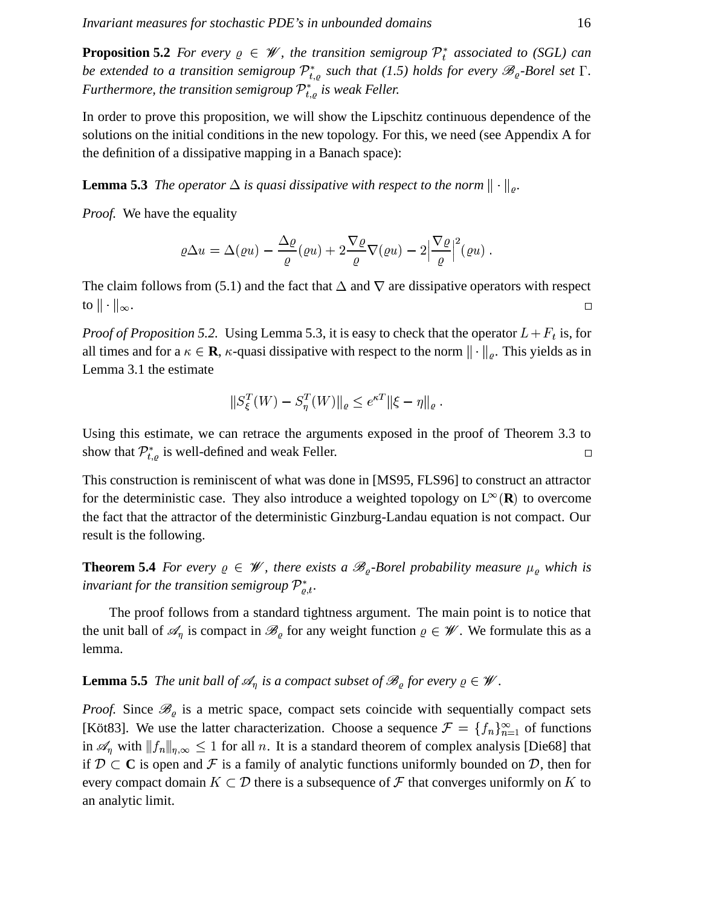**Proposition 5.2** *For every $\varrho \in \mathscr{W}$, the transition semigroup $\mathcal{P}_t^*$ associated to (SGL) can be extended to a transition semigroup $\mathcal{P}_{t,\varrho}^*$ such that (1.5) holds for every $\mathscr{B}_\varrho$-Borel set $\Gamma$. Furthermore, the transition semigroup $\mathcal{P}_{t,\varrho}^*$ is weak Feller.*

In order to prove this proposition, we will show the Lipschitz continuous dependence of the solutions on the initial conditions in the new topology. For this, we need (see Appendix A for the definition of a dissipative mapping in a Banach space):

**Lemma 5.3** *The operator $\Delta$ is quasi dissipative with respect to the norm $\|\cdot\|_\varrho$.*

*Proof.* We have the equality

$$\varrho \Delta u = \Delta(\varrho u) - \frac{\Delta \varrho}{\varrho}(\varrho u) + 2\frac{\nabla \varrho}{\varrho}\nabla(\varrho u) - 2\Big|\frac{\nabla \varrho}{\varrho}\Big|^2 (\varrho u)\;.$$

The claim follows from (5.1) and the fact that $\Delta$ and $\nabla$ are dissipative operators with respect to $\|\cdot\|_\infty$. □

*Proof of Proposition 5.2.* Using Lemma 5.3, it is easy to check that the operator $L + F_t$ is, for all times and for a $\kappa \in \mathbf{R}$, $\kappa$-quasi dissipative with respect to the norm $\|\cdot\|_\varrho$. This yields as in Lemma 3.1 the estimate

$$\|S_\xi^T(W) - S_\eta^T(W)\|_\varrho \le e^{\kappa T}\|\xi - \eta\|_\varrho\;.$$

Using this estimate, we can retrace the arguments exposed in the proof of Theorem 3.3 to show that $\mathcal{P}_{t,\varrho}^*$ is well-defined and weak Feller. □

This construction is reminiscent of what was done in [MS95, FLS96] to construct an attractor for the deterministic case. They also introduce a weighted topology on $\mathrm{L}^\infty(\mathbf{R})$ to overcome the fact that the attractor of the deterministic Ginzburg-Landau equation is not compact. Our result is the following.

**Theorem 5.4** *For every $\varrho \in \mathscr{W}$, there exists a $\mathscr{B}_\varrho$-Borel probability measure $\mu_\varrho$ which is invariant for the transition semigroup $\mathcal{P}_{\varrho,t}^*$.*

The proof follows from a standard tightness argument. The main point is to notice that the unit ball of $\mathscr{A}_\eta$ is compact in $\mathscr{B}_\varrho$ for any weight function $\varrho \in \mathscr{W}$. We formulate this as a lemma.

**Lemma 5.5** *The unit ball of $\mathscr{A}_\eta$ is a compact subset of $\mathscr{B}_\varrho$ for every $\varrho \in \mathscr{W}$.*

*Proof.* Since $\mathscr{B}_\varrho$ is a metric space, compact sets coincide with sequentially compact sets [Köt83]. We use the latter characterization. Choose a sequence $\mathcal{F} = \{f_n\}_{n=1}^\infty$ of functions in $\mathscr{A}_\eta$ with $|\!|\!| f_n |\!|\!|_{\eta,\infty} \le 1$ for all $n$. It is a standard theorem of complex analysis [Die68] that if $\mathcal{D} \subset \mathbf{C}$ is open and $\mathcal{F}$ is a family of analytic functions uniformly bounded on $\mathcal{D}$, then for every compact domain $K \subset \mathcal{D}$ there is a subsequence of $\mathcal{F}$ that converges uniformly on $K$ to an analytic limit.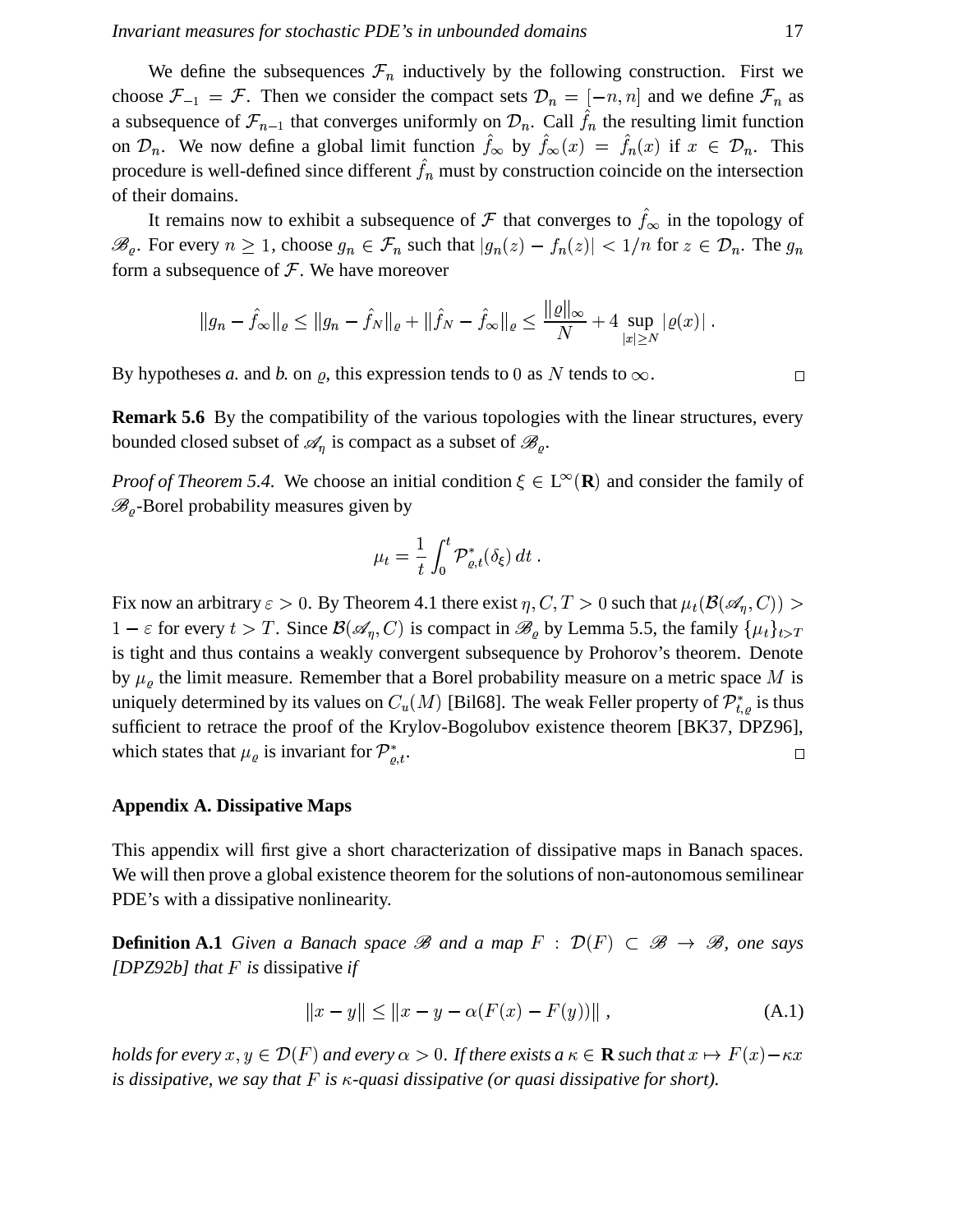We define the subsequences $\mathcal{F}_n$ inductively by the following construction. First we choose $\mathcal{F}_{-1} = \mathcal{F}$. Then we consider the compact sets $\mathcal{D}_n = [-n, n]$ and we define $\mathcal{F}_n$ as a subsequence of $\mathcal{F}_{n-1}$ that converges uniformly on $\mathcal{D}_n$. Call $\hat{f}_n$ the resulting limit function on $\mathcal{D}_n$. We now define a global limit function $\hat{f}_\infty$ by $\hat{f}_\infty(x) = \hat{f}_n(x)$ if $x \in \mathcal{D}_n$. This procedure is well-defined since different $\hat{f}_n$ must by construction coincide on the intersection of their domains.

It remains now to exhibit a subsequence of $\mathcal{F}$ that converges to $\hat{f}_\infty$ in the topology of $\mathscr{B}_\varrho$. For every $n \geq 1$, choose $g_n \in \mathcal{F}_n$ such that $|g_n(z) - f_n(z)| < 1/n$ for $z \in \mathcal{D}_n$. The $g_n$ form a subsequence of $\mathcal{F}$. We have moreover

$$\|g_n - \hat{f}_\infty\|_\varrho \leq \|g_n - \hat{f}_N\|_\varrho + \|\hat{f}_N - \hat{f}_\infty\|_\varrho \leq \frac{\|\varrho\|_\infty}{N} + 4 \sup_{|x| \geq N} |\varrho(x)| \;.$$

By hypotheses *a.* and *b.* on $\varrho$, this expression tends to $0$ as $N$ tends to $\infty$. □

**Remark 5.6** By the compatibility of the various topologies with the linear structures, every bounded closed subset of $\mathscr{A}_\eta$ is compact as a subset of $\mathscr{B}_\varrho$.

*Proof of Theorem 5.4.* We choose an initial condition $\xi \in \mathrm{L}^\infty(\mathbf{R})$ and consider the family of $\mathscr{B}_\varrho$-Borel probability measures given by

$$\mu_t = \frac{1}{t} \int_0^t \mathcal{P}^*_{\varrho,t}(\delta_\xi)\, dt \;.$$

Fix now an arbitrary $\varepsilon > 0$. By Theorem 4.1 there exist $\eta, C, T > 0$ such that $\mu_t(\mathcal{B}(\mathscr{A}_\eta, C)) > 1 - \varepsilon$ for every $t > T$. Since $\mathcal{B}(\mathscr{A}_\eta, C)$ is compact in $\mathscr{B}_\varrho$ by Lemma 5.5, the family $\{\mu_t\}_{t>T}$ is tight and thus contains a weakly convergent subsequence by Prohorov's theorem. Denote by $\mu_\varrho$ the limit measure. Remember that a Borel probability measure on a metric space $M$ is uniquely determined by its values on $C_u(M)$ [Bil68]. The weak Feller property of $\mathcal{P}^*_{t,\varrho}$ is thus sufficient to retrace the proof of the Krylov-Bogolubov existence theorem [BK37, DPZ96], which states that $\mu_\varrho$ is invariant for $\mathcal{P}^*_{\varrho,t}$. □

## Appendix A. Dissipative Maps

This appendix will first give a short characterization of dissipative maps in Banach spaces. We will then prove a global existence theorem for the solutions of non-autonomous semilinear PDE's with a dissipative nonlinearity.

**Definition A.1** *Given a Banach space $\mathscr{B}$ and a map $F : \mathcal{D}(F) \subset \mathscr{B} \to \mathscr{B}$, one says [DPZ92b] that $F$ is* dissipative *if*

$$\|x - y\| \leq \|x - y - \alpha(F(x) - F(y))\| \;, \tag{A.1}$$

*holds for every $x, y \in \mathcal{D}(F)$ and every $\alpha > 0$. If there exists a $\kappa \in \mathbf{R}$ such that $x \mapsto F(x) - \kappa x$ is dissipative, we say that $F$ is $\kappa$-quasi dissipative (or quasi dissipative for short).*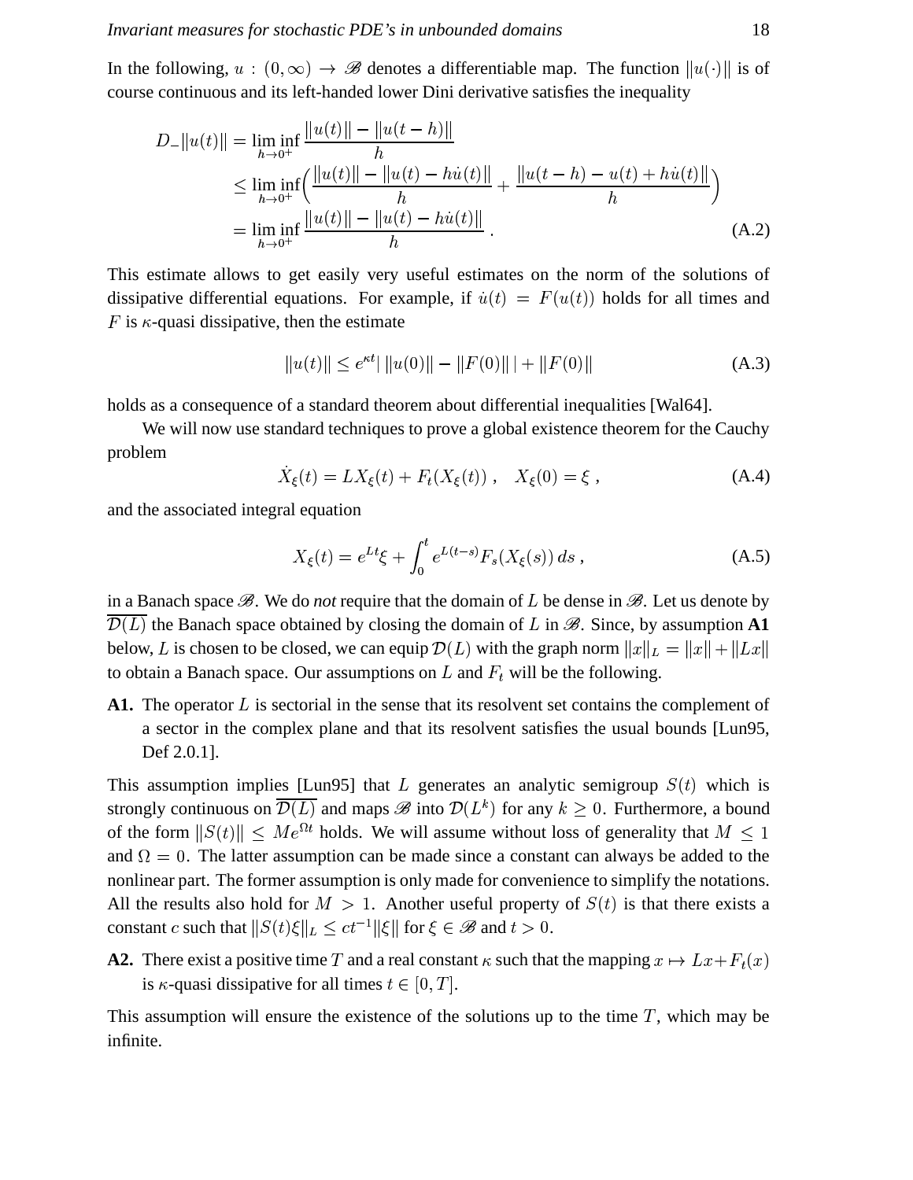In the following, $u : (0, \infty) \to \mathscr{B}$ denotes a differentiable map. The function $\|u(\cdot)\|$ is of course continuous and its left-handed lower Dini derivative satisfies the inequality

$$
\begin{aligned}
D_- \|u(t)\| &= \liminf_{h\to 0^+} \frac{\|u(t)\| - \|u(t-h)\|}{h} \\
&\leq \liminf_{h\to 0^+} \Big( \frac{\|u(t)\| - \|u(t) - h\dot{u}(t)\|}{h} + \frac{\|u(t-h) - u(t) + h\dot{u}(t)\|}{h} \Big) \\
&= \liminf_{h\to 0^+} \frac{\|u(t)\| - \|u(t) - h\dot{u}(t)\|}{h} \; .
\end{aligned} \tag{A.2}
$$

This estimate allows to get easily very useful estimates on the norm of the solutions of dissipative differential equations. For example, if $\dot{u}(t) = F(u(t))$ holds for all times and $F$ is $\kappa$-quasi dissipative, then the estimate

$$
\|u(t)\| \leq e^{\kappa t} | \, \|u(0)\| - \|F(0)\| \, | + \|F(0)\| \tag{A.3}
$$

holds as a consequence of a standard theorem about differential inequalities [Wal64].

We will now use standard techniques to prove a global existence theorem for the Cauchy problem

$$
\dot{X}_\xi(t) = LX_\xi(t) + F_t(X_\xi(t)) \; , \quad X_\xi(0) = \xi \; , \tag{A.4}
$$

and the associated integral equation

$$
X_\xi(t) = e^{Lt}\xi + \int_0^t e^{L(t-s)} F_s(X_\xi(s)) \, ds \; , \tag{A.5}
$$

in a Banach space $\mathscr{B}$. We do *not* require that the domain of $L$ be dense in $\mathscr{B}$. Let us denote by $\overline{\mathcal{D}(L)}$ the Banach space obtained by closing the domain of $L$ in $\mathscr{B}$. Since, by assumption **A1** below, $L$ is chosen to be closed, we can equip $\mathcal{D}(L)$ with the graph norm $\|x\|_L = \|x\| + \|Lx\|$ to obtain a Banach space. Our assumptions on $L$ and $F_t$ will be the following.

**A1.** The operator $L$ is sectorial in the sense that its resolvent set contains the complement of a sector in the complex plane and that its resolvent satisfies the usual bounds [Lun95, Def 2.0.1].

This assumption implies [Lun95] that $L$ generates an analytic semigroup $S(t)$ which is strongly continuous on $\overline{\mathcal{D}(L)}$ and maps $\mathscr{B}$ into $\mathcal{D}(L^k)$ for any $k \geq 0$. Furthermore, a bound of the form $\|S(t)\| \leq Me^{\Omega t}$ holds. We will assume without loss of generality that $M \leq 1$ and $\Omega = 0$. The latter assumption can be made since a constant can always be added to the nonlinear part. The former assumption is only made for convenience to simplify the notations. All the results also hold for $M > 1$. Another useful property of $S(t)$ is that there exists a constant $c$ such that $\|S(t)\xi\|_L \leq ct^{-1}\|\xi\|$ for $\xi \in \mathscr{B}$ and $t > 0$.

**A2.** There exist a positive time $T$ and a real constant $\kappa$ such that the mapping $x \mapsto Lx + F_t(x)$ is $\kappa$-quasi dissipative for all times $t \in [0, T]$.

This assumption will ensure the existence of the solutions up to the time $T$, which may be infinite.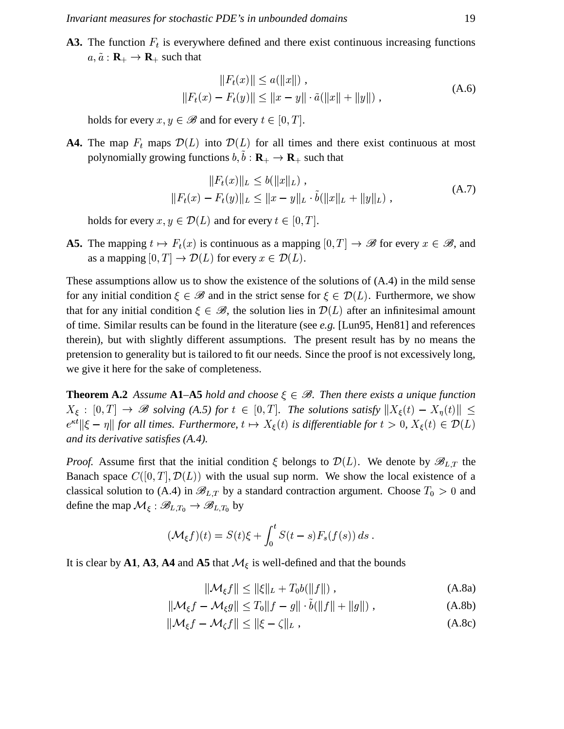**A3.** The function $F_t$ is everywhere defined and there exist continuous increasing functions $a, \tilde{a} : \mathbf{R}_+ \to \mathbf{R}_+$ such that

$$\begin{aligned} \|F_t(x)\| &\le a(\|x\|) , \\ \|F_t(x) - F_t(y)\| &\le \|x - y\| \cdot \tilde{a}(\|x\| + \|y\|) , \end{aligned} \tag{A.6}$$

holds for every $x, y \in \mathscr{B}$ and for every $t \in [0, T]$.

**A4.** The map $F_t$ maps $\mathcal{D}(L)$ into $\mathcal{D}(L)$ for all times and there exist continuous at most polynomially growing functions $b, \tilde{b} : \mathbf{R}_+ \to \mathbf{R}_+$ such that

$$\begin{aligned} \|F_t(x)\|_L &\le b(\|x\|_L) , \\ \|F_t(x) - F_t(y)\|_L &\le \|x - y\|_L \cdot \tilde{b}(\|x\|_L + \|y\|_L) , \end{aligned} \tag{A.7}$$

holds for every $x, y \in \mathcal{D}(L)$ and for every $t \in [0, T]$.

**A5.** The mapping $t \mapsto F_t(x)$ is continuous as a mapping $[0, T] \to \mathscr{B}$ for every $x \in \mathscr{B}$, and as a mapping $[0, T] \to \mathcal{D}(L)$ for every $x \in \mathcal{D}(L)$.

These assumptions allow us to show the existence of the solutions of (A.4) in the mild sense for any initial condition $\xi \in \mathscr{B}$ and in the strict sense for $\xi \in \mathcal{D}(L)$. Furthermore, we show that for any initial condition $\xi \in \mathscr{B}$, the solution lies in $\mathcal{D}(L)$ after an infinitesimal amount of time. Similar results can be found in the literature (see *e.g.* [Lun95, Hen81] and references therein), but with slightly different assumptions. The present result has by no means the pretension to generality but is tailored to fit our needs. Since the proof is not excessively long, we give it here for the sake of completeness.

**Theorem A.2** *Assume* **A1**–**A5** *hold and choose $\xi \in \mathscr{B}$. Then there exists a unique function $X_\xi : [0, T] \to \mathscr{B}$ solving (A.5) for $t \in [0, T]$. The solutions satisfy $\|X_\xi(t) - X_\eta(t)\| \le e^{\kappa t}\|\xi - \eta\|$ for all times. Furthermore, $t \mapsto X_\xi(t)$ is differentiable for $t > 0$, $X_\xi(t) \in \mathcal{D}(L)$ and its derivative satisfies (A.4).*

*Proof.* Assume first that the initial condition $\xi$ belongs to $\mathcal{D}(L)$. We denote by $\mathscr{B}_{L,T}$ the Banach space $C([0, T], \mathcal{D}(L))$ with the usual sup norm. We show the local existence of a classical solution to (A.4) in $\mathscr{B}_{L,T}$ by a standard contraction argument. Choose $T_0 > 0$ and define the map $\mathcal{M}_\xi : \mathscr{B}_{L,T_0} \to \mathscr{B}_{L,T_0}$ by

$$(\mathcal{M}_\xi f)(t) = S(t)\xi + \int_0^t S(t - s) F_s(f(s))\, ds .$$

It is clear by **A1**, **A3**, **A4** and **A5** that $\mathcal{M}_\xi$ is well-defined and that the bounds

$$\|\mathcal{M}_\xi f\| \le \|\xi\|_L + T_0 b(\|f\|) , \tag{A.8a}$$

$$\|\mathcal{M}_\xi f - \mathcal{M}_\xi g\| \le T_0 \|f - g\| \cdot \tilde{b}(\|f\| + \|g\|) , \tag{A.8b}$$

$$\|\mathcal{M}_\xi f - \mathcal{M}_\zeta f\| \le \|\xi - \zeta\|_L , \tag{A.8c}$$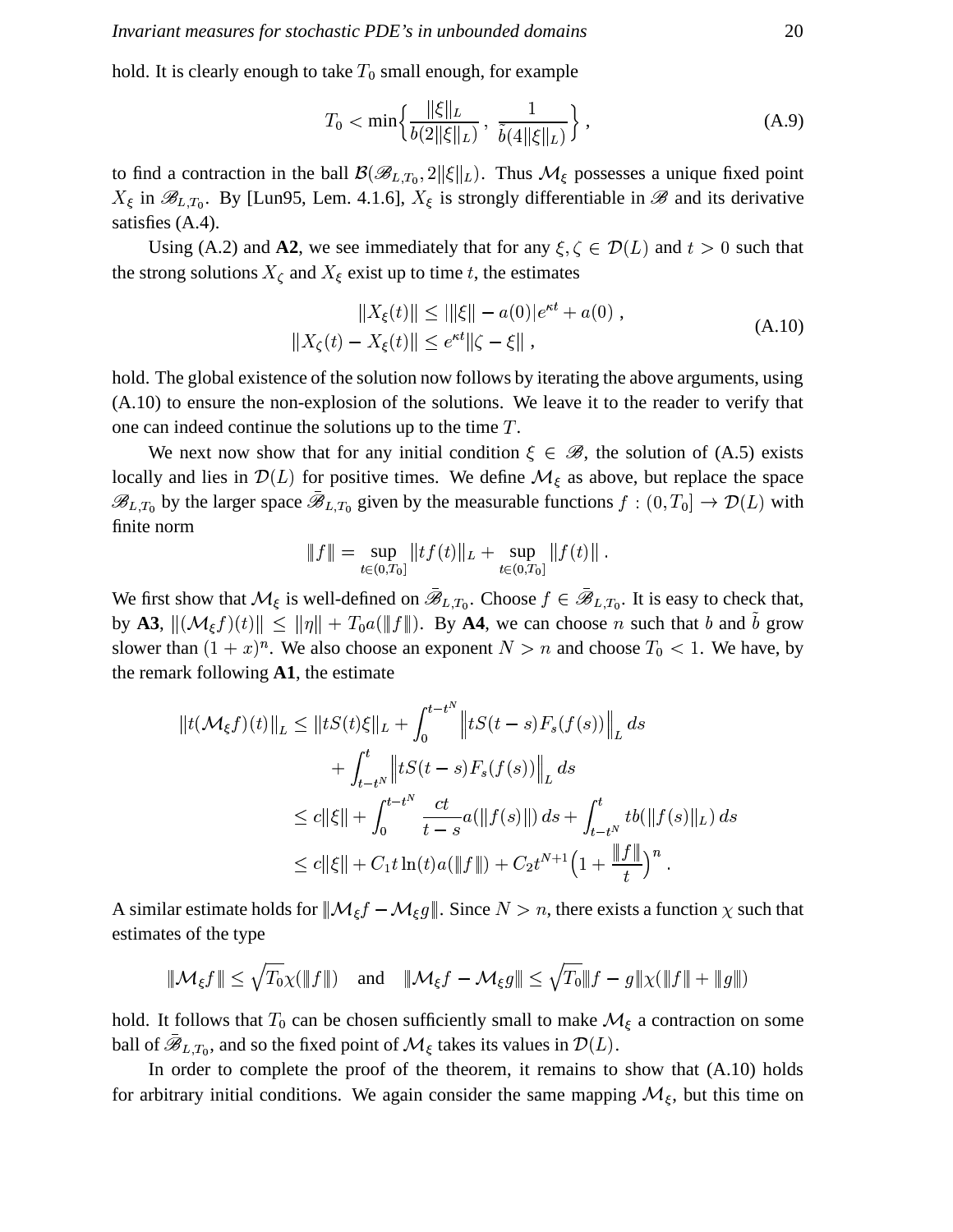hold. It is clearly enough to take $T_0$ small enough, for example

$$T_0 < \min\Big\{\frac{\|\xi\|_L}{b(2\|\xi\|_L)}\,,\ \frac{1}{\tilde b(4\|\xi\|_L)}\Big\}\;, \tag{A.9}$$

to find a contraction in the ball $\mathcal{B}(\mathscr{B}_{L,T_0}, 2\|\xi\|_L)$. Thus $\mathcal{M}_\xi$ possesses a unique fixed point $X_\xi$ in $\mathscr{B}_{L,T_0}$. By [Lun95, Lem. 4.1.6], $X_\xi$ is strongly differentiable in $\mathscr{B}$ and its derivative satisfies (A.4).

Using (A.2) and **A2**, we see immediately that for any $\xi, \zeta \in \mathcal{D}(L)$ and $t > 0$ such that the strong solutions $X_\zeta$ and $X_\xi$ exist up to time $t$, the estimates

$$\begin{aligned} \|X_\xi(t)\| &\le |\|\xi\| - a(0)|e^{\kappa t} + a(0)\;, \\ \|X_\zeta(t) - X_\xi(t)\| &\le e^{\kappa t}\|\zeta - \xi\|\;, \end{aligned} \tag{A.10}$$

hold. The global existence of the solution now follows by iterating the above arguments, using (A.10) to ensure the non-explosion of the solutions. We leave it to the reader to verify that one can indeed continue the solutions up to the time $T$.

We next now show that for any initial condition $\xi \in \mathscr{B}$, the solution of (A.5) exists locally and lies in $\mathcal{D}(L)$ for positive times. We define $\mathcal{M}_\xi$ as above, but replace the space $\mathscr{B}_{L,T_0}$ by the larger space $\bar{\mathscr{B}}_{L,T_0}$ given by the measurable functions $f : (0, T_0] \to \mathcal{D}(L)$ with finite norm

$$|\!|\!| f |\!|\!| = \sup_{t\in(0,T_0]} \|tf(t)\|_L + \sup_{t\in(0,T_0]} \|f(t)\|\;.$$

We first show that $\mathcal{M}_\xi$ is well-defined on $\bar{\mathscr{B}}_{L,T_0}$. Choose $f \in \bar{\mathscr{B}}_{L,T_0}$. It is easy to check that, by **A3**, $\|(\mathcal{M}_\xi f)(t)\| \le \|\eta\| + T_0 a(|\!|\!| f |\!|\!|)$. By **A4**, we can choose $n$ such that $b$ and $\tilde b$ grow slower than $(1+x)^n$. We also choose an exponent $N > n$ and choose $T_0 < 1$. We have, by the remark following **A1**, the estimate

$$\begin{aligned} \|t(\mathcal{M}_\xi f)(t)\|_L &\le \|tS(t)\xi\|_L + \int_0^{t-t^N} \Big\|tS(t-s)F_s(f(s))\Big\|_L\,ds \\ &\quad + \int_{t-t^N}^t \Big\|tS(t-s)F_s(f(s))\Big\|_L\,ds \\ &\le c\|\xi\| + \int_0^{t-t^N} \frac{ct}{t-s} a(\|f(s)\|)\,ds + \int_{t-t^N}^t tb(\|f(s)\|_L)\,ds \\ &\le c\|\xi\| + C_1 t\ln(t) a(|\!|\!| f |\!|\!|) + C_2 t^{N+1}\Big(1 + \frac{|\!|\!| f |\!|\!|}{t}\Big)^n\;. \end{aligned}$$

A similar estimate holds for $|\!|\!| \mathcal{M}_\xi f - \mathcal{M}_\xi g |\!|\!|$. Since $N > n$, there exists a function $\chi$ such that estimates of the type

$$|\!|\!| \mathcal{M}_\xi f |\!|\!| \le \sqrt{T_0}\,\chi(|\!|\!| f |\!|\!|) \quad \text{and} \quad |\!|\!| \mathcal{M}_\xi f - \mathcal{M}_\xi g |\!|\!| \le \sqrt{T_0}\,|\!|\!| f - g |\!|\!|\,\chi(|\!|\!| f |\!|\!| + |\!|\!| g |\!|\!|)$$

hold. It follows that $T_0$ can be chosen sufficiently small to make $\mathcal{M}_\xi$ a contraction on some ball of $\bar{\mathscr{B}}_{L,T_0}$, and so the fixed point of $\mathcal{M}_\xi$ takes its values in $\mathcal{D}(L)$.

In order to complete the proof of the theorem, it remains to show that (A.10) holds for arbitrary initial conditions. We again consider the same mapping $\mathcal{M}_\xi$, but this time on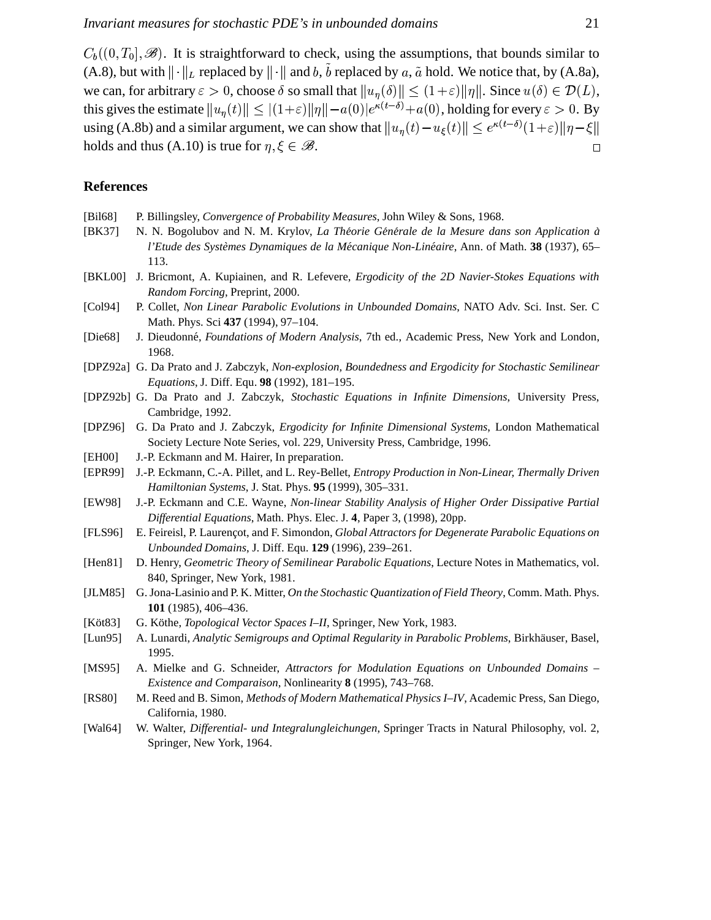$C_b((0,T_0],\mathscr{B})$. It is straightforward to check, using the assumptions, that bounds similar to (A.8), but with $\|\cdot\|_L$ replaced by $\|\cdot\|$ and $b$, $\tilde{b}$ replaced by $a$, $\tilde{a}$ hold. We notice that, by (A.8a), we can, for arbitrary $\varepsilon > 0$, choose $\delta$ so small that $\|u_\eta(\delta)\| \le (1+\varepsilon)\|\eta\|$. Since $u(\delta) \in \mathcal{D}(L)$, this gives the estimate $\|u_\eta(t)\| \le |(1+\varepsilon)\|\eta\| - a(0)|e^{\kappa(t-\delta)} + a(0)$, holding for every $\varepsilon > 0$. By using (A.8b) and a similar argument, we can show that $\|u_\eta(t) - u_\xi(t)\| \le e^{\kappa(t-\delta)}(1+\varepsilon)\|\eta - \xi\|$ holds and thus (A.10) is true for $\eta, \xi \in \mathscr{B}$. □

## References

[Bil68] P. Billingsley, *Convergence of Probability Measures*, John Wiley & Sons, 1968.

[BK37] N. N. Bogolubov and N. M. Krylov, *La Théorie Générale de la Mesure dans son Application à l'Etude des Systèmes Dynamiques de la Mécanique Non-Linéaire*, Ann. of Math. **38** (1937), 65–113.

[BKL00] J. Bricmont, A. Kupiainen, and R. Lefevere, *Ergodicity of the 2D Navier-Stokes Equations with Random Forcing*, Preprint, 2000.

[Col94] P. Collet, *Non Linear Parabolic Evolutions in Unbounded Domains*, NATO Adv. Sci. Inst. Ser. C Math. Phys. Sci **437** (1994), 97–104.

[Die68] J. Dieudonné, *Foundations of Modern Analysis*, 7th ed., Academic Press, New York and London, 1968.

[DPZ92a] G. Da Prato and J. Zabczyk, *Non-explosion, Boundedness and Ergodicity for Stochastic Semilinear Equations*, J. Diff. Equ. **98** (1992), 181–195.

[DPZ92b] G. Da Prato and J. Zabczyk, *Stochastic Equations in Infinite Dimensions*, University Press, Cambridge, 1992.

[DPZ96] G. Da Prato and J. Zabczyk, *Ergodicity for Infinite Dimensional Systems*, London Mathematical Society Lecture Note Series, vol. 229, University Press, Cambridge, 1996.

[EH00] J.-P. Eckmann and M. Hairer, In preparation.

[EPR99] J.-P. Eckmann, C.-A. Pillet, and L. Rey-Bellet, *Entropy Production in Non-Linear, Thermally Driven Hamiltonian Systems*, J. Stat. Phys. **95** (1999), 305–331.

[EW98] J.-P. Eckmann and C.E. Wayne, *Non-linear Stability Analysis of Higher Order Dissipative Partial Differential Equations*, Math. Phys. Elec. J. **4**, Paper 3, (1998), 20pp.

[FLS96] E. Feireisl, P. Laurençot, and F. Simondon, *Global Attractors for Degenerate Parabolic Equations on Unbounded Domains*, J. Diff. Equ. **129** (1996), 239–261.

[Hen81] D. Henry, *Geometric Theory of Semilinear Parabolic Equations*, Lecture Notes in Mathematics, vol. 840, Springer, New York, 1981.

[JLM85] G. Jona-Lasinio and P. K. Mitter, *On the Stochastic Quantization of Field Theory*, Comm. Math. Phys. **101** (1985), 406–436.

[Köt83] G. Köthe, *Topological Vector Spaces I–II*, Springer, New York, 1983.

[Lun95] A. Lunardi, *Analytic Semigroups and Optimal Regularity in Parabolic Problems*, Birkhäuser, Basel, 1995.

[MS95] A. Mielke and G. Schneider, *Attractors for Modulation Equations on Unbounded Domains – Existence and Comparaison*, Nonlinearity **8** (1995), 743–768.

[RS80] M. Reed and B. Simon, *Methods of Modern Mathematical Physics I–IV*, Academic Press, San Diego, California, 1980.

[Wal64] W. Walter, *Differential- und Integralungleichungen*, Springer Tracts in Natural Philosophy, vol. 2, Springer, New York, 1964.